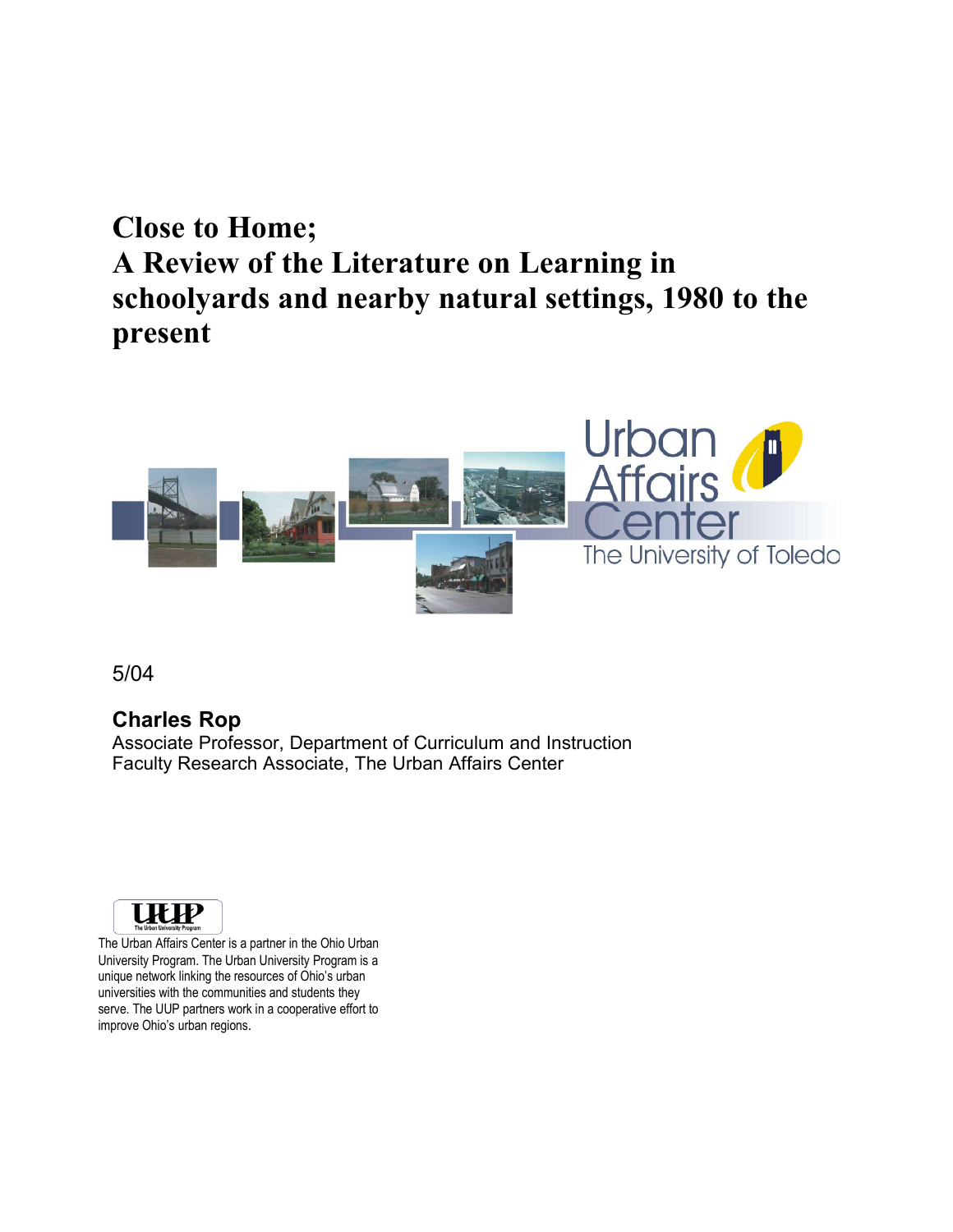# Close to Home; A Review of the Literature on Learning in schoolyards and nearby natural settings, 1980 to the present

Urban Affairs Center
The University of Toledo

5/04

**Charles Rop**
Associate Professor, Department of Curriculum and Instruction
Faculty Research Associate, The Urban Affairs Center

UUP
The Urban University Program

The Urban Affairs Center is a partner in the Ohio Urban University Program. The Urban University Program is a unique network linking the resources of Ohio's urban universities with the communities and students they serve. The UUP partners work in a cooperative effort to improve Ohio's urban regions.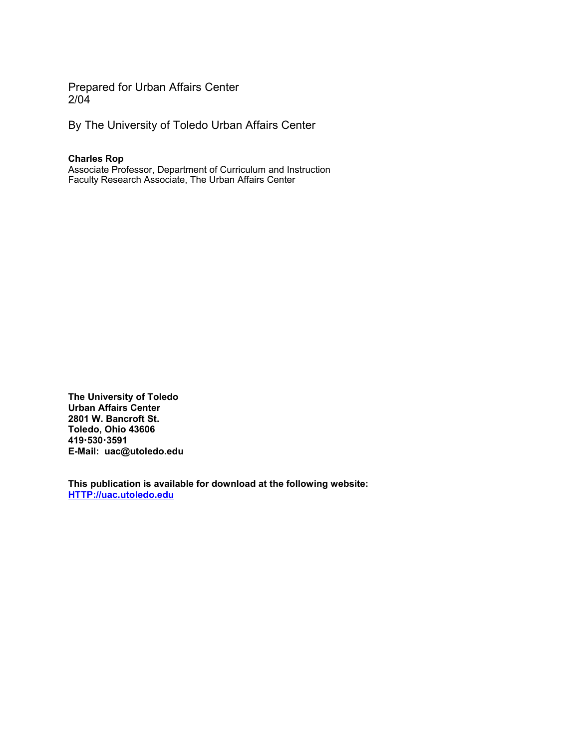Prepared for Urban Affairs Center
2/04

By The University of Toledo Urban Affairs Center

**Charles Rop**
Associate Professor, Department of Curriculum and Instruction
Faculty Research Associate, The Urban Affairs Center

**The University of Toledo**
**Urban Affairs Center**
**2801 W. Bancroft St.**
**Toledo, Ohio 43606**
**419·530·3591**
**E-Mail: uac@utoledo.edu**

**This publication is available for download at the following website:**
**[HTTP://uac.utoledo.edu](HTTP://uac.utoledo.edu)**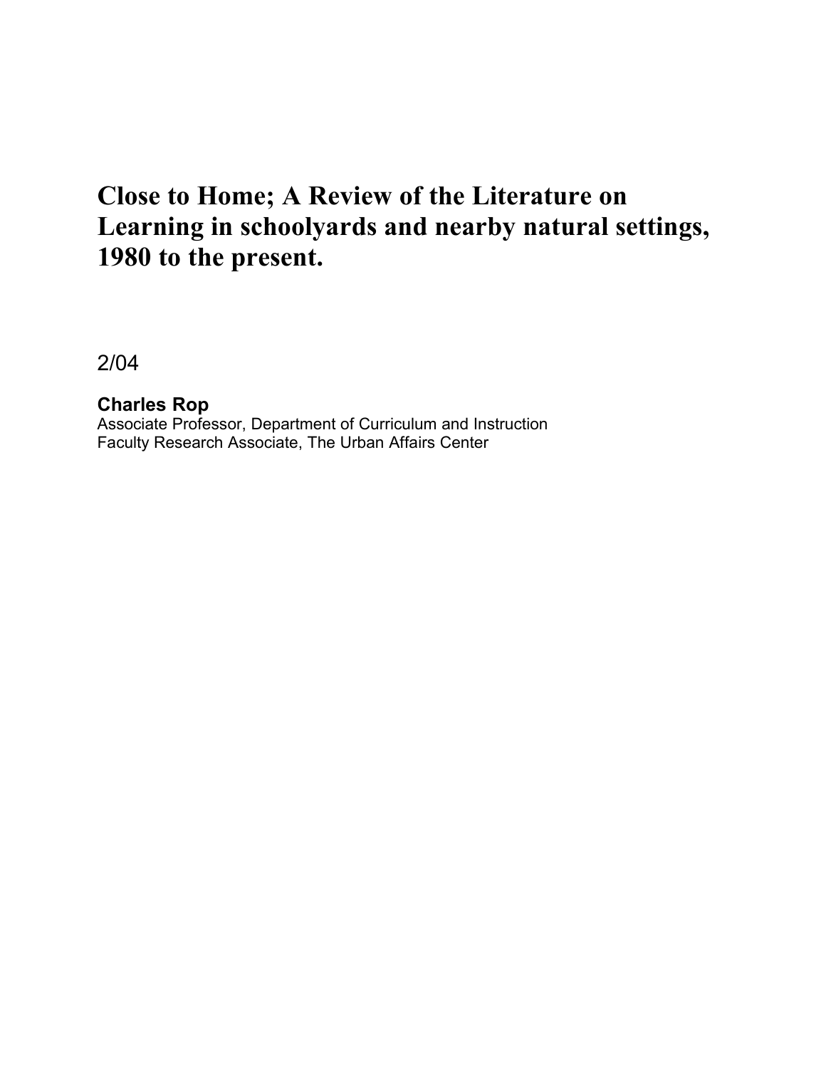# Close to Home; A Review of the Literature on Learning in schoolyards and nearby natural settings, 1980 to the present.

2/04

**Charles Rop**
Associate Professor, Department of Curriculum and Instruction
Faculty Research Associate, The Urban Affairs Center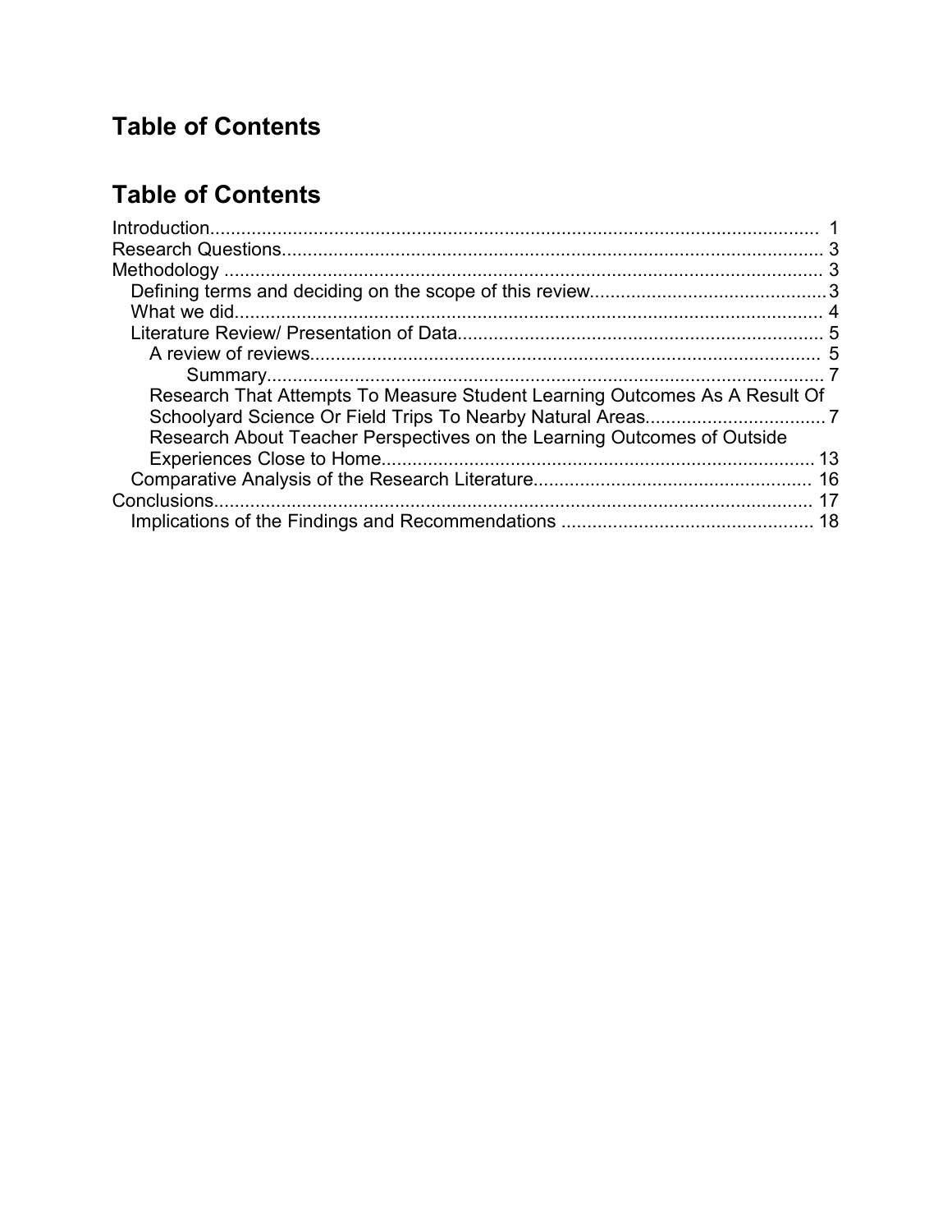## Table of Contents

## Table of Contents

- Introduction ........ 1
- Research Questions ........ 3
- Methodology ........ 3
  - Defining terms and deciding on the scope of this review ........ 3
  - What we did ........ 4
  - Literature Review/ Presentation of Data ........ 5
    - A review of reviews ........ 5
      - Summary ........ 7
    - Research That Attempts To Measure Student Learning Outcomes As A Result Of Schoolyard Science Or Field Trips To Nearby Natural Areas ........ 7
    - Research About Teacher Perspectives on the Learning Outcomes of Outside Experiences Close to Home ........ 13
  - Comparative Analysis of the Research Literature ........ 16
- Conclusions ........ 17
  - Implications of the Findings and Recommendations ........ 18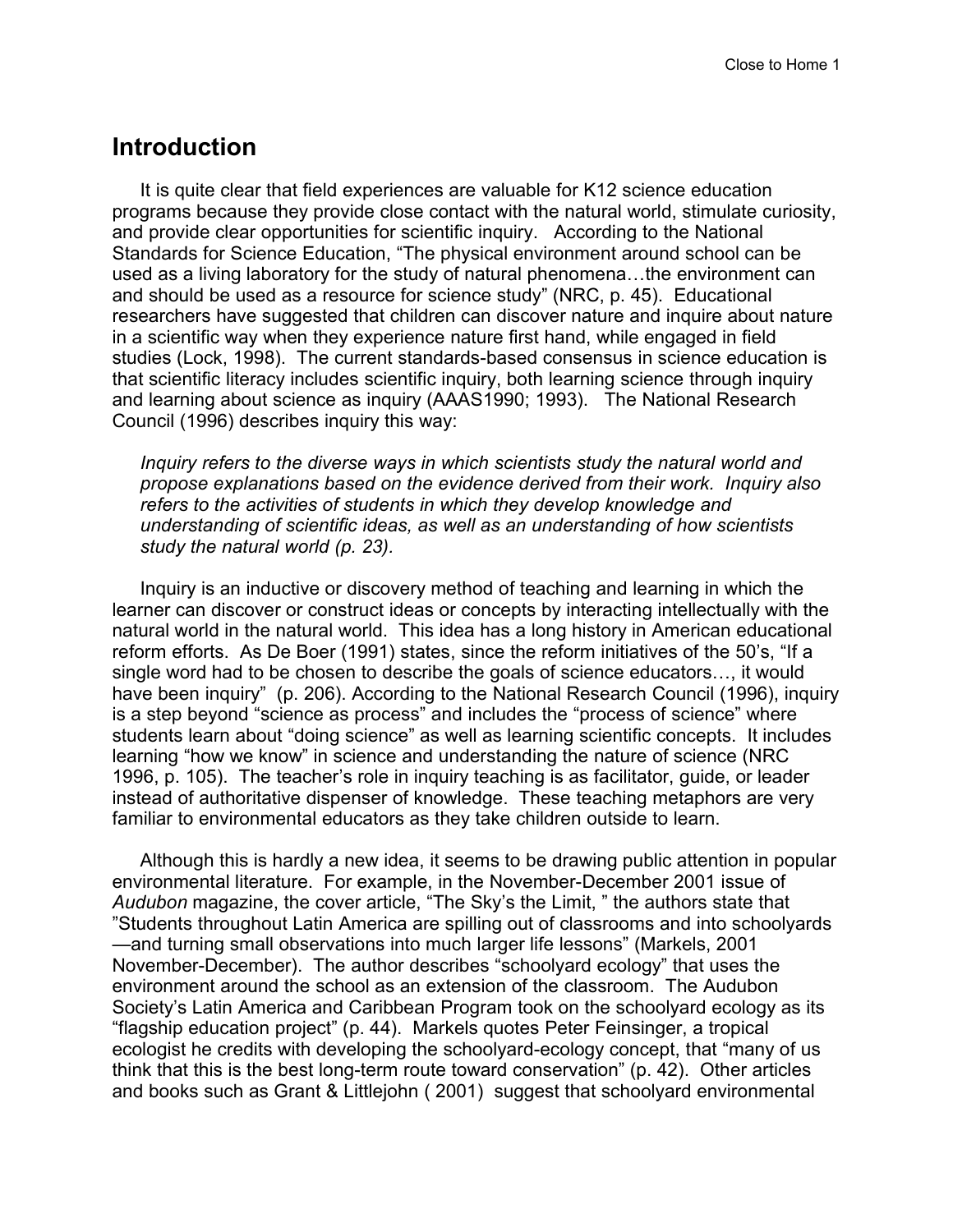# Introduction

It is quite clear that field experiences are valuable for K12 science education programs because they provide close contact with the natural world, stimulate curiosity, and provide clear opportunities for scientific inquiry. According to the National Standards for Science Education, "The physical environment around school can be used as a living laboratory for the study of natural phenomena…the environment can and should be used as a resource for science study" (NRC, p. 45). Educational researchers have suggested that children can discover nature and inquire about nature in a scientific way when they experience nature first hand, while engaged in field studies (Lock, 1998). The current standards-based consensus in science education is that scientific literacy includes scientific inquiry, both learning science through inquiry and learning about science as inquiry (AAAS1990; 1993). The National Research Council (1996) describes inquiry this way:

> *Inquiry refers to the diverse ways in which scientists study the natural world and propose explanations based on the evidence derived from their work. Inquiry also refers to the activities of students in which they develop knowledge and understanding of scientific ideas, as well as an understanding of how scientists study the natural world (p. 23).*

Inquiry is an inductive or discovery method of teaching and learning in which the learner can discover or construct ideas or concepts by interacting intellectually with the natural world in the natural world. This idea has a long history in American educational reform efforts. As De Boer (1991) states, since the reform initiatives of the 50's, "If a single word had to be chosen to describe the goals of science educators…, it would have been inquiry" (p. 206). According to the National Research Council (1996), inquiry is a step beyond "science as process" and includes the "process of science" where students learn about "doing science" as well as learning scientific concepts. It includes learning "how we know" in science and understanding the nature of science (NRC 1996, p. 105). The teacher's role in inquiry teaching is as facilitator, guide, or leader instead of authoritative dispenser of knowledge. These teaching metaphors are very familiar to environmental educators as they take children outside to learn.

Although this is hardly a new idea, it seems to be drawing public attention in popular environmental literature. For example, in the November-December 2001 issue of *Audubon* magazine, the cover article, "The Sky's the Limit, " the authors state that "Students throughout Latin America are spilling out of classrooms and into schoolyards—and turning small observations into much larger life lessons" (Markels, 2001 November-December). The author describes "schoolyard ecology" that uses the environment around the school as an extension of the classroom. The Audubon Society's Latin America and Caribbean Program took on the schoolyard ecology as its "flagship education project" (p. 44). Markels quotes Peter Feinsinger, a tropical ecologist he credits with developing the schoolyard-ecology concept, that "many of us think that this is the best long-term route toward conservation" (p. 42). Other articles and books such as Grant & Littlejohn ( 2001) suggest that schoolyard environmental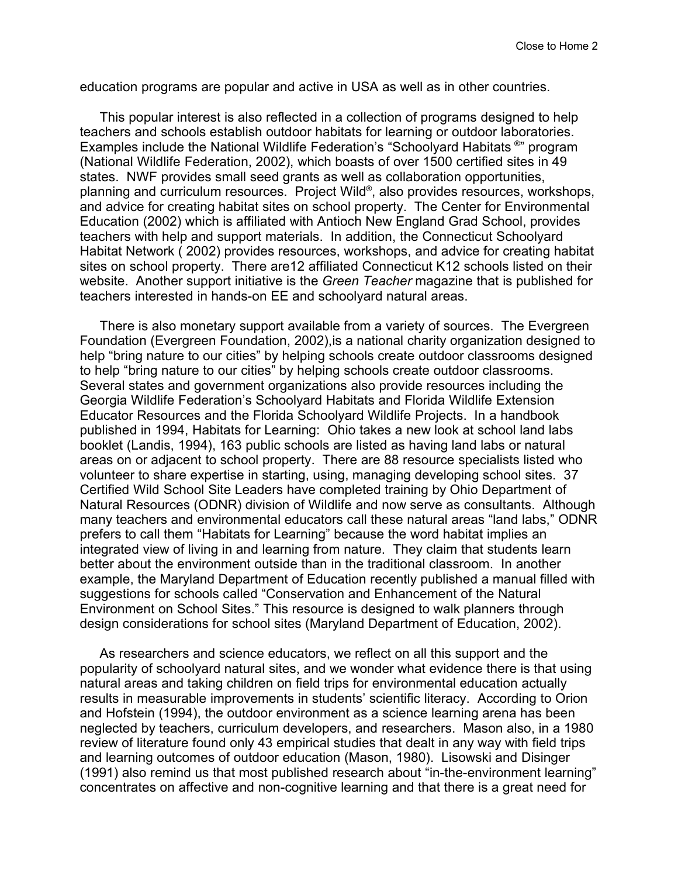education programs are popular and active in USA as well as in other countries.

This popular interest is also reflected in a collection of programs designed to help teachers and schools establish outdoor habitats for learning or outdoor laboratories. Examples include the National Wildlife Federation's "Schoolyard Habitats ®" program (National Wildlife Federation, 2002), which boasts of over 1500 certified sites in 49 states. NWF provides small seed grants as well as collaboration opportunities, planning and curriculum resources. Project Wild®, also provides resources, workshops, and advice for creating habitat sites on school property. The Center for Environmental Education (2002) which is affiliated with Antioch New England Grad School, provides teachers with help and support materials. In addition, the Connecticut Schoolyard Habitat Network ( 2002) provides resources, workshops, and advice for creating habitat sites on school property. There are12 affiliated Connecticut K12 schools listed on their website. Another support initiative is the *Green Teacher* magazine that is published for teachers interested in hands-on EE and schoolyard natural areas.

There is also monetary support available from a variety of sources. The Evergreen Foundation (Evergreen Foundation, 2002),is a national charity organization designed to help "bring nature to our cities" by helping schools create outdoor classrooms designed to help "bring nature to our cities" by helping schools create outdoor classrooms. Several states and government organizations also provide resources including the Georgia Wildlife Federation's Schoolyard Habitats and Florida Wildlife Extension Educator Resources and the Florida Schoolyard Wildlife Projects. In a handbook published in 1994, Habitats for Learning: Ohio takes a new look at school land labs booklet (Landis, 1994), 163 public schools are listed as having land labs or natural areas on or adjacent to school property. There are 88 resource specialists listed who volunteer to share expertise in starting, using, managing developing school sites. 37 Certified Wild School Site Leaders have completed training by Ohio Department of Natural Resources (ODNR) division of Wildlife and now serve as consultants. Although many teachers and environmental educators call these natural areas "land labs," ODNR prefers to call them "Habitats for Learning" because the word habitat implies an integrated view of living in and learning from nature. They claim that students learn better about the environment outside than in the traditional classroom. In another example, the Maryland Department of Education recently published a manual filled with suggestions for schools called "Conservation and Enhancement of the Natural Environment on School Sites." This resource is designed to walk planners through design considerations for school sites (Maryland Department of Education, 2002).

As researchers and science educators, we reflect on all this support and the popularity of schoolyard natural sites, and we wonder what evidence there is that using natural areas and taking children on field trips for environmental education actually results in measurable improvements in students' scientific literacy. According to Orion and Hofstein (1994), the outdoor environment as a science learning arena has been neglected by teachers, curriculum developers, and researchers. Mason also, in a 1980 review of literature found only 43 empirical studies that dealt in any way with field trips and learning outcomes of outdoor education (Mason, 1980). Lisowski and Disinger (1991) also remind us that most published research about "in-the-environment learning" concentrates on affective and non-cognitive learning and that there is a great need for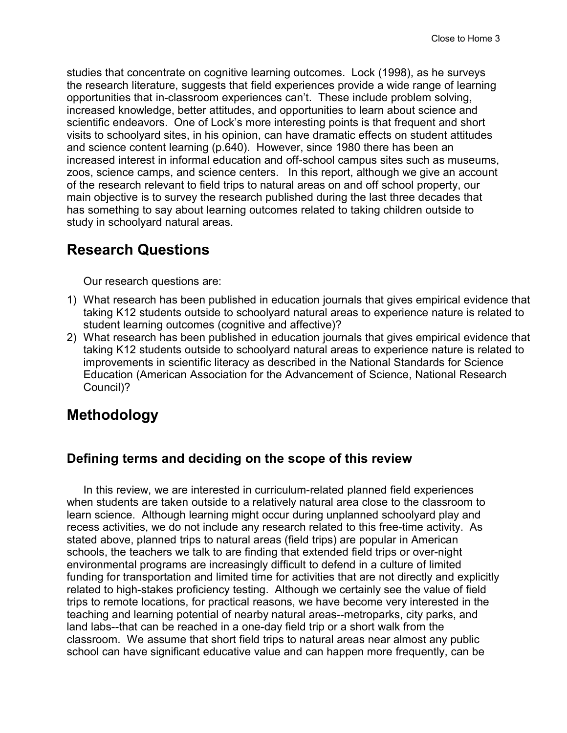studies that concentrate on cognitive learning outcomes. Lock (1998), as he surveys the research literature, suggests that field experiences provide a wide range of learning opportunities that in-classroom experiences can't. These include problem solving, increased knowledge, better attitudes, and opportunities to learn about science and scientific endeavors. One of Lock's more interesting points is that frequent and short visits to schoolyard sites, in his opinion, can have dramatic effects on student attitudes and science content learning (p.640). However, since 1980 there has been an increased interest in informal education and off-school campus sites such as museums, zoos, science camps, and science centers. In this report, although we give an account of the research relevant to field trips to natural areas on and off school property, our main objective is to survey the research published during the last three decades that has something to say about learning outcomes related to taking children outside to study in schoolyard natural areas.

## Research Questions

Our research questions are:

1) What research has been published in education journals that gives empirical evidence that taking K12 students outside to schoolyard natural areas to experience nature is related to student learning outcomes (cognitive and affective)?
2) What research has been published in education journals that gives empirical evidence that taking K12 students outside to schoolyard natural areas to experience nature is related to improvements in scientific literacy as described in the National Standards for Science Education (American Association for the Advancement of Science, National Research Council)?

## Methodology

### Defining terms and deciding on the scope of this review

In this review, we are interested in curriculum-related planned field experiences when students are taken outside to a relatively natural area close to the classroom to learn science. Although learning might occur during unplanned schoolyard play and recess activities, we do not include any research related to this free-time activity. As stated above, planned trips to natural areas (field trips) are popular in American schools, the teachers we talk to are finding that extended field trips or over-night environmental programs are increasingly difficult to defend in a culture of limited funding for transportation and limited time for activities that are not directly and explicitly related to high-stakes proficiency testing. Although we certainly see the value of field trips to remote locations, for practical reasons, we have become very interested in the teaching and learning potential of nearby natural areas--metroparks, city parks, and land labs--that can be reached in a one-day field trip or a short walk from the classroom. We assume that short field trips to natural areas near almost any public school can have significant educative value and can happen more frequently, can be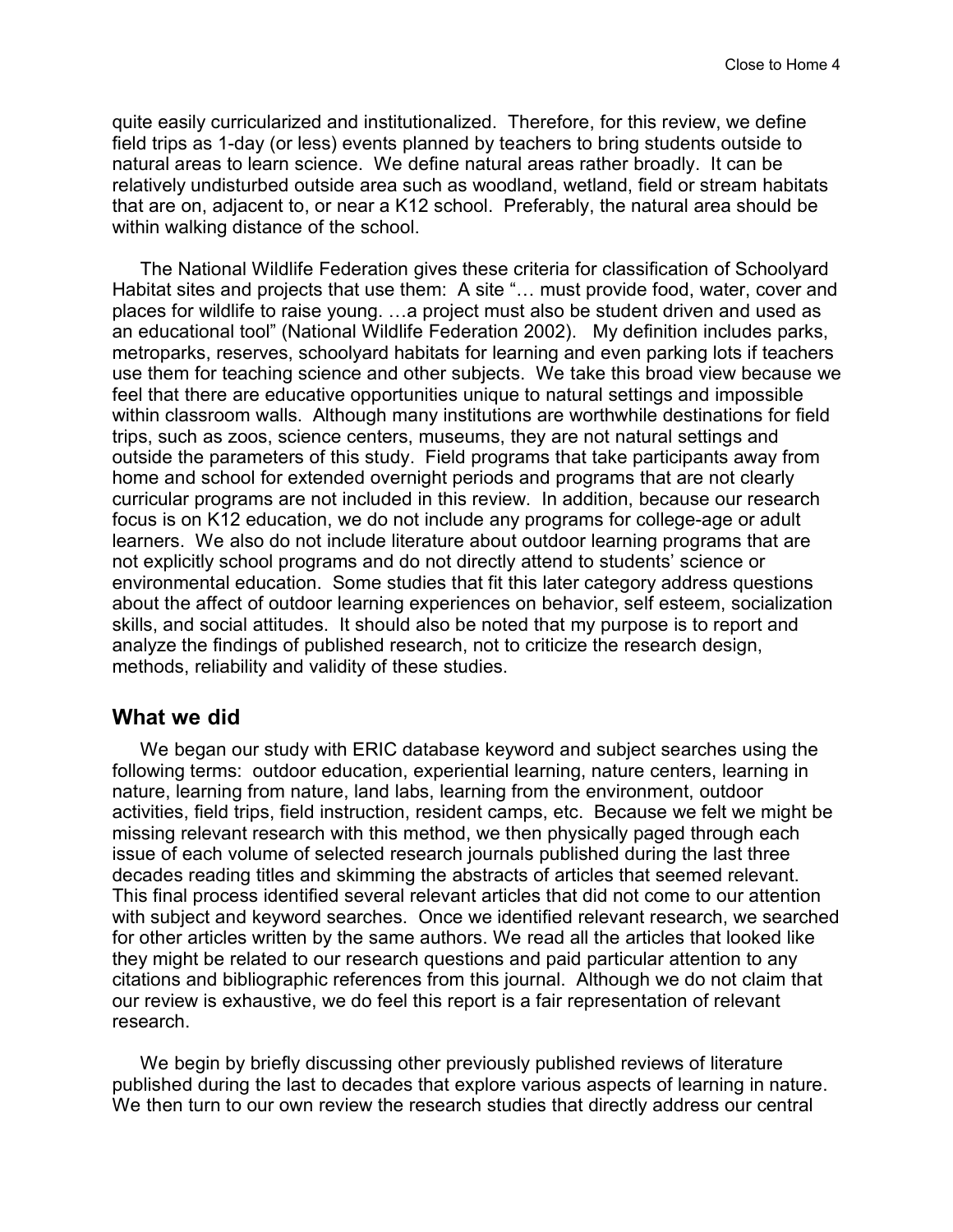quite easily curricularized and institutionalized. Therefore, for this review, we define field trips as 1-day (or less) events planned by teachers to bring students outside to natural areas to learn science. We define natural areas rather broadly. It can be relatively undisturbed outside area such as woodland, wetland, field or stream habitats that are on, adjacent to, or near a K12 school. Preferably, the natural area should be within walking distance of the school.

The National Wildlife Federation gives these criteria for classification of Schoolyard Habitat sites and projects that use them: A site "… must provide food, water, cover and places for wildlife to raise young. …a project must also be student driven and used as an educational tool" (National Wildlife Federation 2002). My definition includes parks, metroparks, reserves, schoolyard habitats for learning and even parking lots if teachers use them for teaching science and other subjects. We take this broad view because we feel that there are educative opportunities unique to natural settings and impossible within classroom walls. Although many institutions are worthwhile destinations for field trips, such as zoos, science centers, museums, they are not natural settings and outside the parameters of this study. Field programs that take participants away from home and school for extended overnight periods and programs that are not clearly curricular programs are not included in this review. In addition, because our research focus is on K12 education, we do not include any programs for college-age or adult learners. We also do not include literature about outdoor learning programs that are not explicitly school programs and do not directly attend to students' science or environmental education. Some studies that fit this later category address questions about the affect of outdoor learning experiences on behavior, self esteem, socialization skills, and social attitudes. It should also be noted that my purpose is to report and analyze the findings of published research, not to criticize the research design, methods, reliability and validity of these studies.

## What we did

We began our study with ERIC database keyword and subject searches using the following terms: outdoor education, experiential learning, nature centers, learning in nature, learning from nature, land labs, learning from the environment, outdoor activities, field trips, field instruction, resident camps, etc. Because we felt we might be missing relevant research with this method, we then physically paged through each issue of each volume of selected research journals published during the last three decades reading titles and skimming the abstracts of articles that seemed relevant. This final process identified several relevant articles that did not come to our attention with subject and keyword searches. Once we identified relevant research, we searched for other articles written by the same authors. We read all the articles that looked like they might be related to our research questions and paid particular attention to any citations and bibliographic references from this journal. Although we do not claim that our review is exhaustive, we do feel this report is a fair representation of relevant research.

We begin by briefly discussing other previously published reviews of literature published during the last to decades that explore various aspects of learning in nature. We then turn to our own review the research studies that directly address our central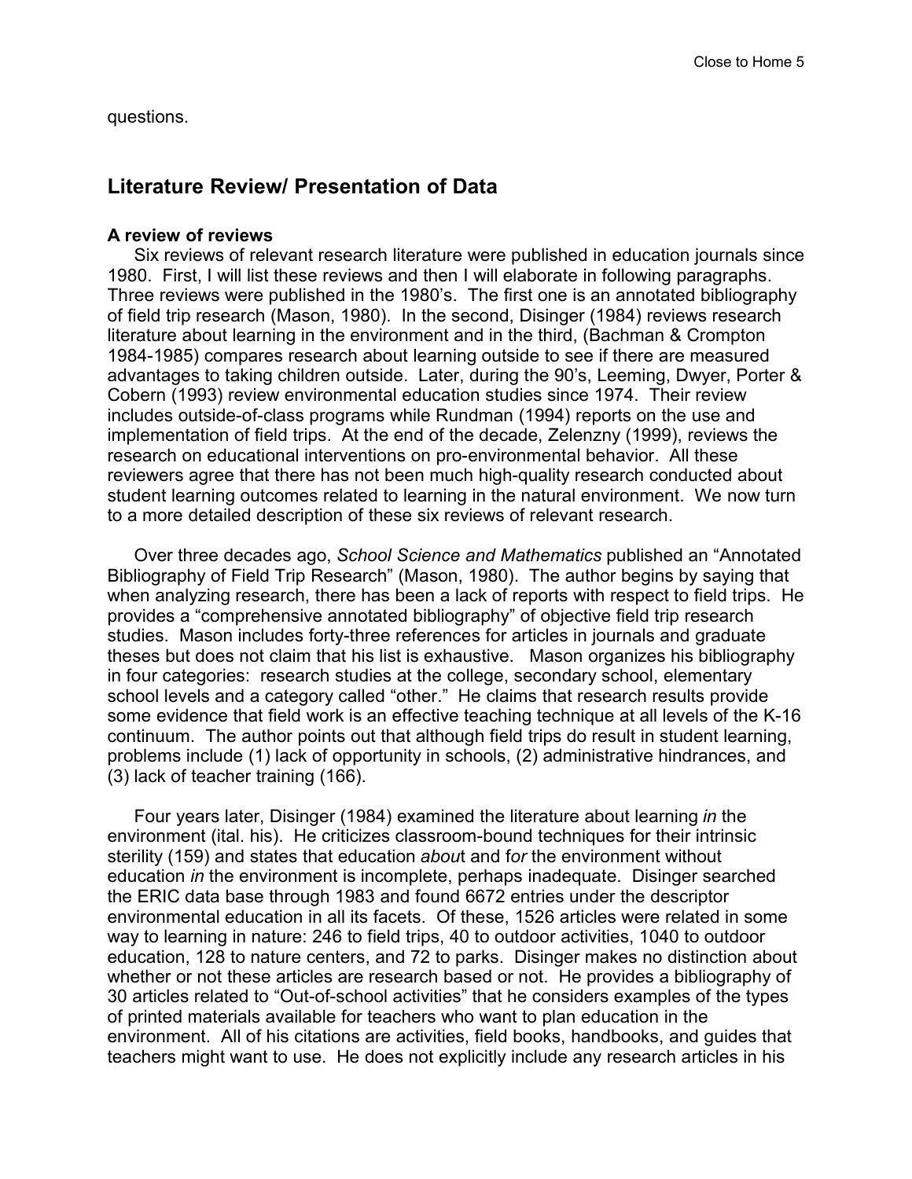questions.

## Literature Review/ Presentation of Data

### A review of reviews

Six reviews of relevant research literature were published in education journals since 1980. First, I will list these reviews and then I will elaborate in following paragraphs. Three reviews were published in the 1980's. The first one is an annotated bibliography of field trip research (Mason, 1980). In the second, Disinger (1984) reviews research literature about learning in the environment and in the third, (Bachman & Crompton 1984-1985) compares research about learning outside to see if there are measured advantages to taking children outside. Later, during the 90's, Leeming, Dwyer, Porter & Cobern (1993) review environmental education studies since 1974. Their review includes outside-of-class programs while Rundman (1994) reports on the use and implementation of field trips. At the end of the decade, Zelenzny (1999), reviews the research on educational interventions on pro-environmental behavior. All these reviewers agree that there has not been much high-quality research conducted about student learning outcomes related to learning in the natural environment. We now turn to a more detailed description of these six reviews of relevant research.

Over three decades ago, *School Science and Mathematics* published an "Annotated Bibliography of Field Trip Research" (Mason, 1980). The author begins by saying that when analyzing research, there has been a lack of reports with respect to field trips. He provides a "comprehensive annotated bibliography" of objective field trip research studies. Mason includes forty-three references for articles in journals and graduate theses but does not claim that his list is exhaustive. Mason organizes his bibliography in four categories: research studies at the college, secondary school, elementary school levels and a category called "other." He claims that research results provide some evidence that field work is an effective teaching technique at all levels of the K-16 continuum. The author points out that although field trips do result in student learning, problems include (1) lack of opportunity in schools, (2) administrative hindrances, and (3) lack of teacher training (166).

Four years later, Disinger (1984) examined the literature about learning *in* the environment (ital. his). He criticizes classroom-bound techniques for their intrinsic sterility (159) and states that education *abou*t and f*or* the environment without education *in* the environment is incomplete, perhaps inadequate. Disinger searched the ERIC data base through 1983 and found 6672 entries under the descriptor environmental education in all its facets. Of these, 1526 articles were related in some way to learning in nature: 246 to field trips, 40 to outdoor activities, 1040 to outdoor education, 128 to nature centers, and 72 to parks. Disinger makes no distinction about whether or not these articles are research based or not. He provides a bibliography of 30 articles related to "Out-of-school activities" that he considers examples of the types of printed materials available for teachers who want to plan education in the environment. All of his citations are activities, field books, handbooks, and guides that teachers might want to use. He does not explicitly include any research articles in his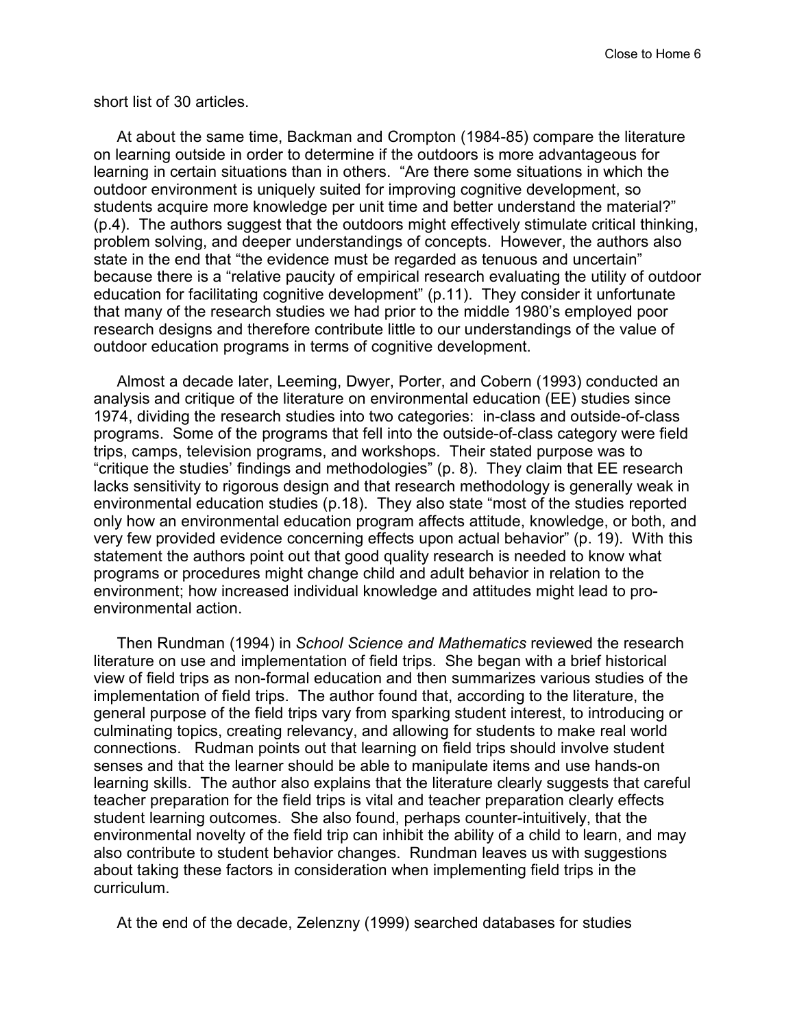short list of 30 articles.

At about the same time, Backman and Crompton (1984-85) compare the literature on learning outside in order to determine if the outdoors is more advantageous for learning in certain situations than in others. "Are there some situations in which the outdoor environment is uniquely suited for improving cognitive development, so students acquire more knowledge per unit time and better understand the material?" (p.4). The authors suggest that the outdoors might effectively stimulate critical thinking, problem solving, and deeper understandings of concepts. However, the authors also state in the end that "the evidence must be regarded as tenuous and uncertain" because there is a "relative paucity of empirical research evaluating the utility of outdoor education for facilitating cognitive development" (p.11). They consider it unfortunate that many of the research studies we had prior to the middle 1980's employed poor research designs and therefore contribute little to our understandings of the value of outdoor education programs in terms of cognitive development.

Almost a decade later, Leeming, Dwyer, Porter, and Cobern (1993) conducted an analysis and critique of the literature on environmental education (EE) studies since 1974, dividing the research studies into two categories: in-class and outside-of-class programs. Some of the programs that fell into the outside-of-class category were field trips, camps, television programs, and workshops. Their stated purpose was to "critique the studies' findings and methodologies" (p. 8). They claim that EE research lacks sensitivity to rigorous design and that research methodology is generally weak in environmental education studies (p.18). They also state "most of the studies reported only how an environmental education program affects attitude, knowledge, or both, and very few provided evidence concerning effects upon actual behavior" (p. 19). With this statement the authors point out that good quality research is needed to know what programs or procedures might change child and adult behavior in relation to the environment; how increased individual knowledge and attitudes might lead to pro-environmental action.

Then Rundman (1994) in *School Science and Mathematics* reviewed the research literature on use and implementation of field trips. She began with a brief historical view of field trips as non-formal education and then summarizes various studies of the implementation of field trips. The author found that, according to the literature, the general purpose of the field trips vary from sparking student interest, to introducing or culminating topics, creating relevancy, and allowing for students to make real world connections. Rudman points out that learning on field trips should involve student senses and that the learner should be able to manipulate items and use hands-on learning skills. The author also explains that the literature clearly suggests that careful teacher preparation for the field trips is vital and teacher preparation clearly effects student learning outcomes. She also found, perhaps counter-intuitively, that the environmental novelty of the field trip can inhibit the ability of a child to learn, and may also contribute to student behavior changes. Rundman leaves us with suggestions about taking these factors in consideration when implementing field trips in the curriculum.

At the end of the decade, Zelenzny (1999) searched databases for studies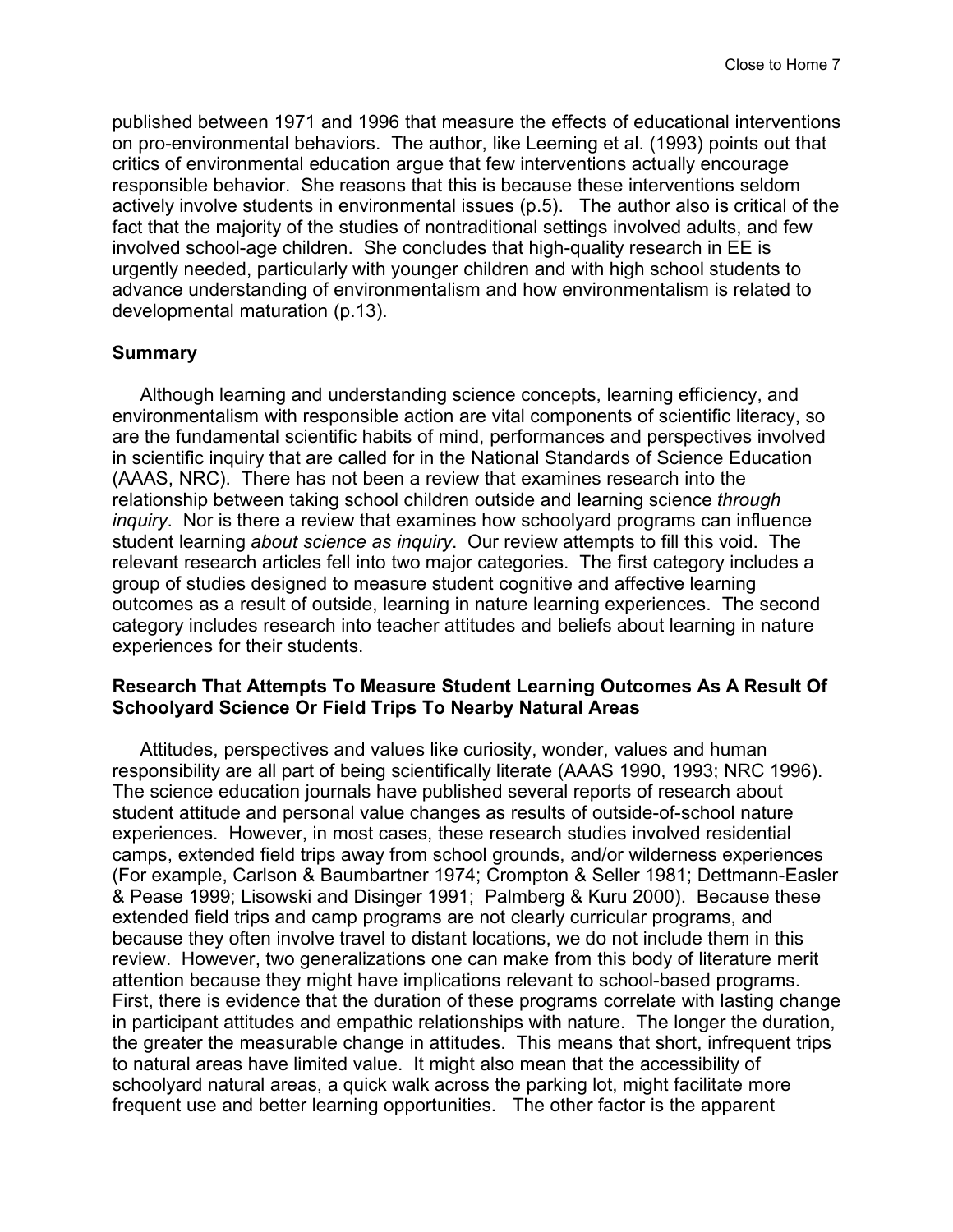published between 1971 and 1996 that measure the effects of educational interventions on pro-environmental behaviors. The author, like Leeming et al. (1993) points out that critics of environmental education argue that few interventions actually encourage responsible behavior. She reasons that this is because these interventions seldom actively involve students in environmental issues (p.5). The author also is critical of the fact that the majority of the studies of nontraditional settings involved adults, and few involved school-age children. She concludes that high-quality research in EE is urgently needed, particularly with younger children and with high school students to advance understanding of environmentalism and how environmentalism is related to developmental maturation (p.13).

**Summary**

Although learning and understanding science concepts, learning efficiency, and environmentalism with responsible action are vital components of scientific literacy, so are the fundamental scientific habits of mind, performances and perspectives involved in scientific inquiry that are called for in the National Standards of Science Education (AAAS, NRC). There has not been a review that examines research into the relationship between taking school children outside and learning science *through inquiry*. Nor is there a review that examines how schoolyard programs can influence student learning *about science as inquiry*. Our review attempts to fill this void. The relevant research articles fell into two major categories. The first category includes a group of studies designed to measure student cognitive and affective learning outcomes as a result of outside, learning in nature learning experiences. The second category includes research into teacher attitudes and beliefs about learning in nature experiences for their students.

**Research That Attempts To Measure Student Learning Outcomes As A Result Of Schoolyard Science Or Field Trips To Nearby Natural Areas**

Attitudes, perspectives and values like curiosity, wonder, values and human responsibility are all part of being scientifically literate (AAAS 1990, 1993; NRC 1996). The science education journals have published several reports of research about student attitude and personal value changes as results of outside-of-school nature experiences. However, in most cases, these research studies involved residential camps, extended field trips away from school grounds, and/or wilderness experiences (For example, Carlson & Baumbartner 1974; Crompton & Seller 1981; Dettmann-Easler & Pease 1999; Lisowski and Disinger 1991; Palmberg & Kuru 2000). Because these extended field trips and camp programs are not clearly curricular programs, and because they often involve travel to distant locations, we do not include them in this review. However, two generalizations one can make from this body of literature merit attention because they might have implications relevant to school-based programs. First, there is evidence that the duration of these programs correlate with lasting change in participant attitudes and empathic relationships with nature. The longer the duration, the greater the measurable change in attitudes. This means that short, infrequent trips to natural areas have limited value. It might also mean that the accessibility of schoolyard natural areas, a quick walk across the parking lot, might facilitate more frequent use and better learning opportunities. The other factor is the apparent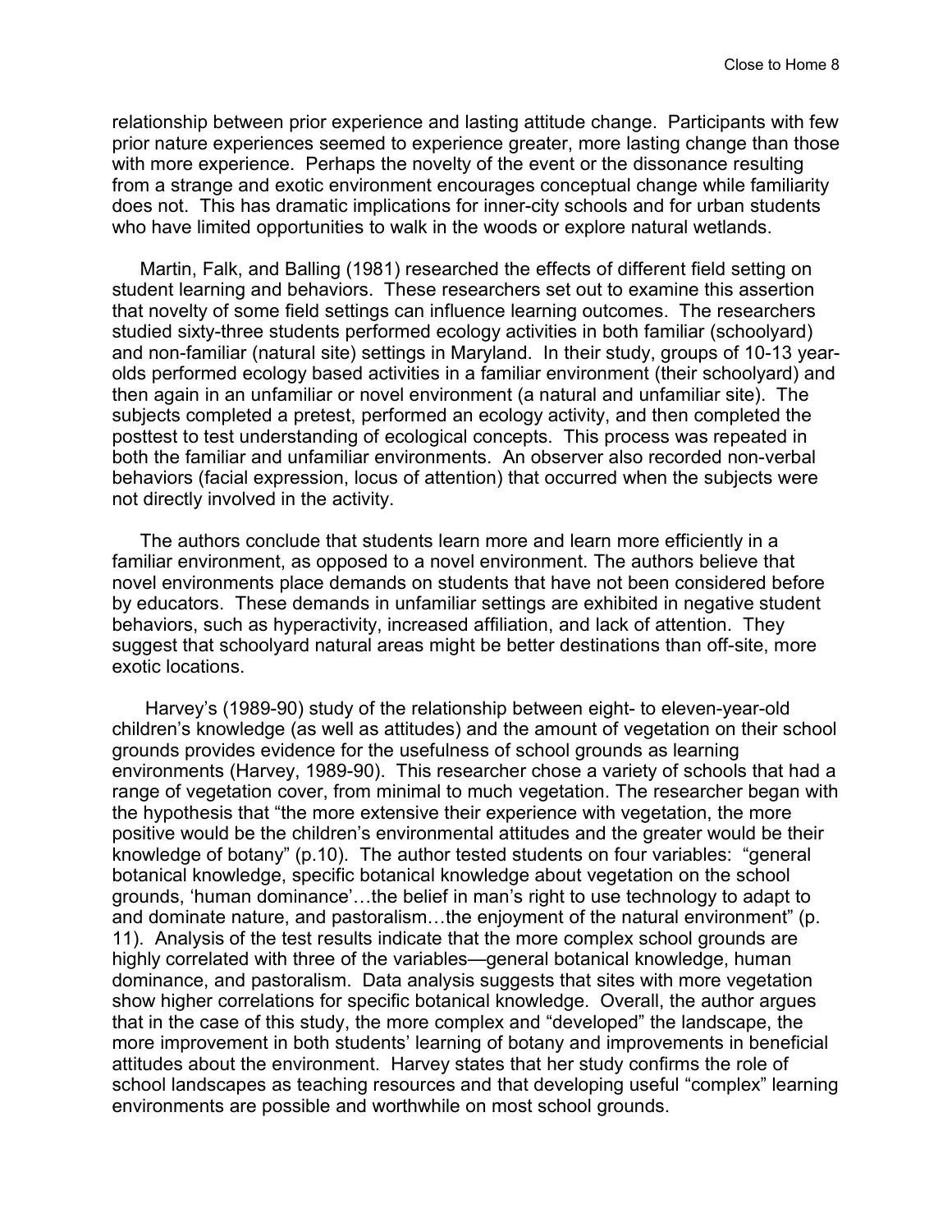relationship between prior experience and lasting attitude change. Participants with few prior nature experiences seemed to experience greater, more lasting change than those with more experience. Perhaps the novelty of the event or the dissonance resulting from a strange and exotic environment encourages conceptual change while familiarity does not. This has dramatic implications for inner-city schools and for urban students who have limited opportunities to walk in the woods or explore natural wetlands.

Martin, Falk, and Balling (1981) researched the effects of different field setting on student learning and behaviors. These researchers set out to examine this assertion that novelty of some field settings can influence learning outcomes. The researchers studied sixty-three students performed ecology activities in both familiar (schoolyard) and non-familiar (natural site) settings in Maryland. In their study, groups of 10-13 year-olds performed ecology based activities in a familiar environment (their schoolyard) and then again in an unfamiliar or novel environment (a natural and unfamiliar site). The subjects completed a pretest, performed an ecology activity, and then completed the posttest to test understanding of ecological concepts. This process was repeated in both the familiar and unfamiliar environments. An observer also recorded non-verbal behaviors (facial expression, locus of attention) that occurred when the subjects were not directly involved in the activity.

The authors conclude that students learn more and learn more efficiently in a familiar environment, as opposed to a novel environment. The authors believe that novel environments place demands on students that have not been considered before by educators. These demands in unfamiliar settings are exhibited in negative student behaviors, such as hyperactivity, increased affiliation, and lack of attention. They suggest that schoolyard natural areas might be better destinations than off-site, more exotic locations.

Harvey's (1989-90) study of the relationship between eight- to eleven-year-old children's knowledge (as well as attitudes) and the amount of vegetation on their school grounds provides evidence for the usefulness of school grounds as learning environments (Harvey, 1989-90). This researcher chose a variety of schools that had a range of vegetation cover, from minimal to much vegetation. The researcher began with the hypothesis that "the more extensive their experience with vegetation, the more positive would be the children's environmental attitudes and the greater would be their knowledge of botany" (p.10). The author tested students on four variables: "general botanical knowledge, specific botanical knowledge about vegetation on the school grounds, 'human dominance'…the belief in man's right to use technology to adapt to and dominate nature, and pastoralism…the enjoyment of the natural environment" (p. 11). Analysis of the test results indicate that the more complex school grounds are highly correlated with three of the variables—general botanical knowledge, human dominance, and pastoralism. Data analysis suggests that sites with more vegetation show higher correlations for specific botanical knowledge. Overall, the author argues that in the case of this study, the more complex and "developed" the landscape, the more improvement in both students' learning of botany and improvements in beneficial attitudes about the environment. Harvey states that her study confirms the role of school landscapes as teaching resources and that developing useful "complex" learning environments are possible and worthwhile on most school grounds.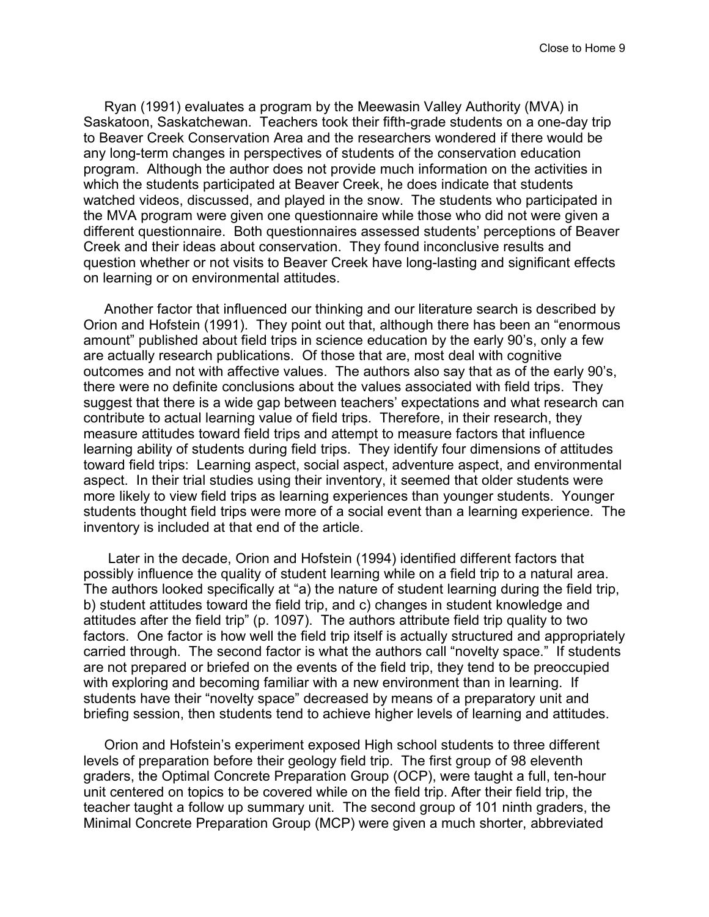Ryan (1991) evaluates a program by the Meewasin Valley Authority (MVA) in Saskatoon, Saskatchewan. Teachers took their fifth-grade students on a one-day trip to Beaver Creek Conservation Area and the researchers wondered if there would be any long-term changes in perspectives of students of the conservation education program. Although the author does not provide much information on the activities in which the students participated at Beaver Creek, he does indicate that students watched videos, discussed, and played in the snow. The students who participated in the MVA program were given one questionnaire while those who did not were given a different questionnaire. Both questionnaires assessed students' perceptions of Beaver Creek and their ideas about conservation. They found inconclusive results and question whether or not visits to Beaver Creek have long-lasting and significant effects on learning or on environmental attitudes.

Another factor that influenced our thinking and our literature search is described by Orion and Hofstein (1991). They point out that, although there has been an "enormous amount" published about field trips in science education by the early 90's, only a few are actually research publications. Of those that are, most deal with cognitive outcomes and not with affective values. The authors also say that as of the early 90's, there were no definite conclusions about the values associated with field trips. They suggest that there is a wide gap between teachers' expectations and what research can contribute to actual learning value of field trips. Therefore, in their research, they measure attitudes toward field trips and attempt to measure factors that influence learning ability of students during field trips. They identify four dimensions of attitudes toward field trips: Learning aspect, social aspect, adventure aspect, and environmental aspect. In their trial studies using their inventory, it seemed that older students were more likely to view field trips as learning experiences than younger students. Younger students thought field trips were more of a social event than a learning experience. The inventory is included at that end of the article.

Later in the decade, Orion and Hofstein (1994) identified different factors that possibly influence the quality of student learning while on a field trip to a natural area. The authors looked specifically at "a) the nature of student learning during the field trip, b) student attitudes toward the field trip, and c) changes in student knowledge and attitudes after the field trip" (p. 1097). The authors attribute field trip quality to two factors. One factor is how well the field trip itself is actually structured and appropriately carried through. The second factor is what the authors call "novelty space." If students are not prepared or briefed on the events of the field trip, they tend to be preoccupied with exploring and becoming familiar with a new environment than in learning. If students have their "novelty space" decreased by means of a preparatory unit and briefing session, then students tend to achieve higher levels of learning and attitudes.

Orion and Hofstein's experiment exposed High school students to three different levels of preparation before their geology field trip. The first group of 98 eleventh graders, the Optimal Concrete Preparation Group (OCP), were taught a full, ten-hour unit centered on topics to be covered while on the field trip. After their field trip, the teacher taught a follow up summary unit. The second group of 101 ninth graders, the Minimal Concrete Preparation Group (MCP) were given a much shorter, abbreviated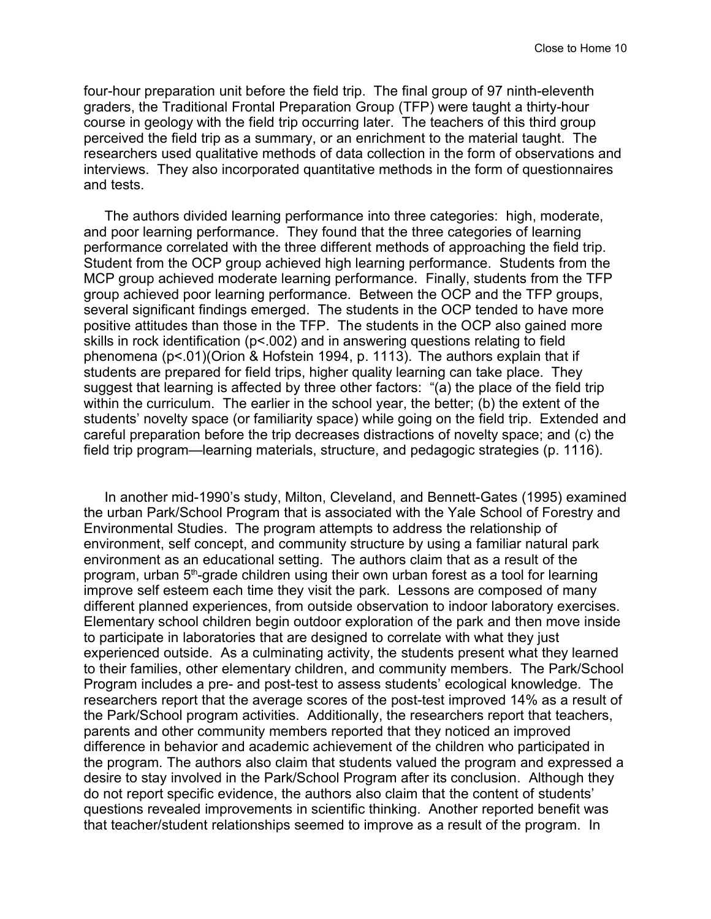four-hour preparation unit before the field trip. The final group of 97 ninth-eleventh graders, the Traditional Frontal Preparation Group (TFP) were taught a thirty-hour course in geology with the field trip occurring later. The teachers of this third group perceived the field trip as a summary, or an enrichment to the material taught. The researchers used qualitative methods of data collection in the form of observations and interviews. They also incorporated quantitative methods in the form of questionnaires and tests.

The authors divided learning performance into three categories: high, moderate, and poor learning performance. They found that the three categories of learning performance correlated with the three different methods of approaching the field trip. Student from the OCP group achieved high learning performance. Students from the MCP group achieved moderate learning performance. Finally, students from the TFP group achieved poor learning performance. Between the OCP and the TFP groups, several significant findings emerged. The students in the OCP tended to have more positive attitudes than those in the TFP. The students in the OCP also gained more skills in rock identification ($p<.002$) and in answering questions relating to field phenomena ($p<.01$)(Orion & Hofstein 1994, p. 1113). The authors explain that if students are prepared for field trips, higher quality learning can take place. They suggest that learning is affected by three other factors: "(a) the place of the field trip within the curriculum. The earlier in the school year, the better; (b) the extent of the students' novelty space (or familiarity space) while going on the field trip. Extended and careful preparation before the trip decreases distractions of novelty space; and (c) the field trip program—learning materials, structure, and pedagogic strategies (p. 1116).

In another mid-1990's study, Milton, Cleveland, and Bennett-Gates (1995) examined the urban Park/School Program that is associated with the Yale School of Forestry and Environmental Studies. The program attempts to address the relationship of environment, self concept, and community structure by using a familiar natural park environment as an educational setting. The authors claim that as a result of the program, urban 5th-grade children using their own urban forest as a tool for learning improve self esteem each time they visit the park. Lessons are composed of many different planned experiences, from outside observation to indoor laboratory exercises. Elementary school children begin outdoor exploration of the park and then move inside to participate in laboratories that are designed to correlate with what they just experienced outside. As a culminating activity, the students present what they learned to their families, other elementary children, and community members. The Park/School Program includes a pre- and post-test to assess students' ecological knowledge. The researchers report that the average scores of the post-test improved 14% as a result of the Park/School program activities. Additionally, the researchers report that teachers, parents and other community members reported that they noticed an improved difference in behavior and academic achievement of the children who participated in the program. The authors also claim that students valued the program and expressed a desire to stay involved in the Park/School Program after its conclusion. Although they do not report specific evidence, the authors also claim that the content of students' questions revealed improvements in scientific thinking. Another reported benefit was that teacher/student relationships seemed to improve as a result of the program. In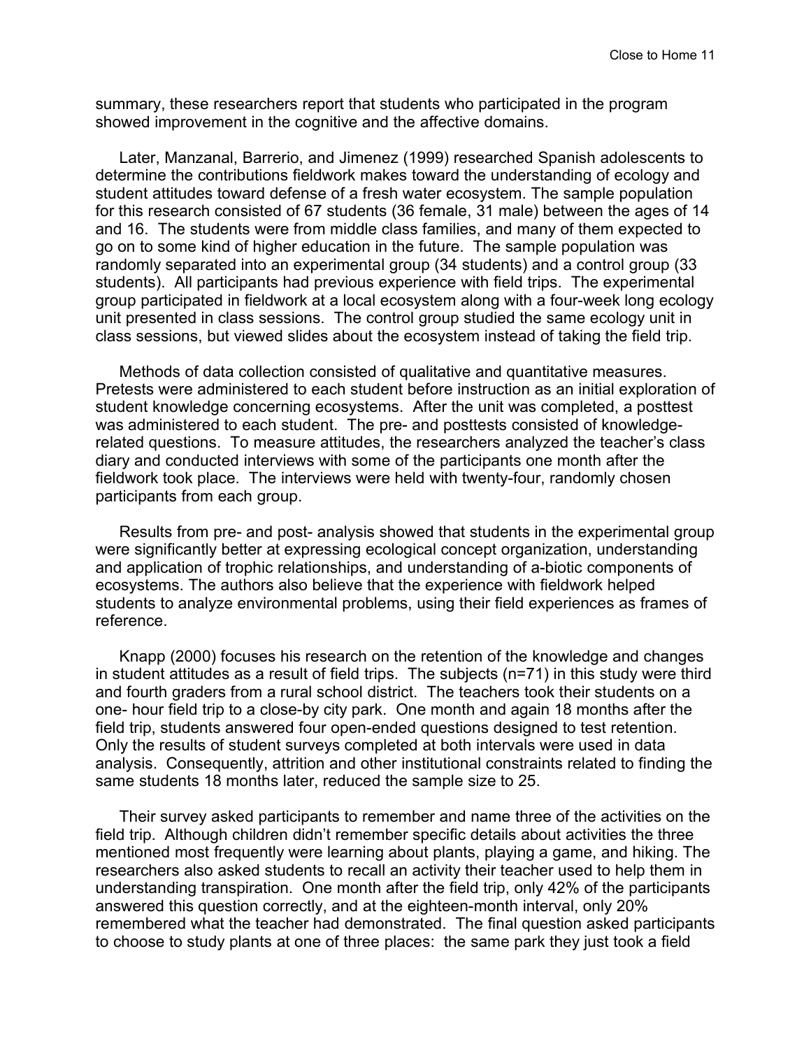summary, these researchers report that students who participated in the program showed improvement in the cognitive and the affective domains.

Later, Manzanal, Barrerio, and Jimenez (1999) researched Spanish adolescents to determine the contributions fieldwork makes toward the understanding of ecology and student attitudes toward defense of a fresh water ecosystem. The sample population for this research consisted of 67 students (36 female, 31 male) between the ages of 14 and 16. The students were from middle class families, and many of them expected to go on to some kind of higher education in the future. The sample population was randomly separated into an experimental group (34 students) and a control group (33 students). All participants had previous experience with field trips. The experimental group participated in fieldwork at a local ecosystem along with a four-week long ecology unit presented in class sessions. The control group studied the same ecology unit in class sessions, but viewed slides about the ecosystem instead of taking the field trip.

Methods of data collection consisted of qualitative and quantitative measures. Pretests were administered to each student before instruction as an initial exploration of student knowledge concerning ecosystems. After the unit was completed, a posttest was administered to each student. The pre- and posttests consisted of knowledge-related questions. To measure attitudes, the researchers analyzed the teacher's class diary and conducted interviews with some of the participants one month after the fieldwork took place. The interviews were held with twenty-four, randomly chosen participants from each group.

Results from pre- and post- analysis showed that students in the experimental group were significantly better at expressing ecological concept organization, understanding and application of trophic relationships, and understanding of a-biotic components of ecosystems. The authors also believe that the experience with fieldwork helped students to analyze environmental problems, using their field experiences as frames of reference.

Knapp (2000) focuses his research on the retention of the knowledge and changes in student attitudes as a result of field trips. The subjects (n=71) in this study were third and fourth graders from a rural school district. The teachers took their students on a one- hour field trip to a close-by city park. One month and again 18 months after the field trip, students answered four open-ended questions designed to test retention. Only the results of student surveys completed at both intervals were used in data analysis. Consequently, attrition and other institutional constraints related to finding the same students 18 months later, reduced the sample size to 25.

Their survey asked participants to remember and name three of the activities on the field trip. Although children didn't remember specific details about activities the three mentioned most frequently were learning about plants, playing a game, and hiking. The researchers also asked students to recall an activity their teacher used to help them in understanding transpiration. One month after the field trip, only 42% of the participants answered this question correctly, and at the eighteen-month interval, only 20% remembered what the teacher had demonstrated. The final question asked participants to choose to study plants at one of three places: the same park they just took a field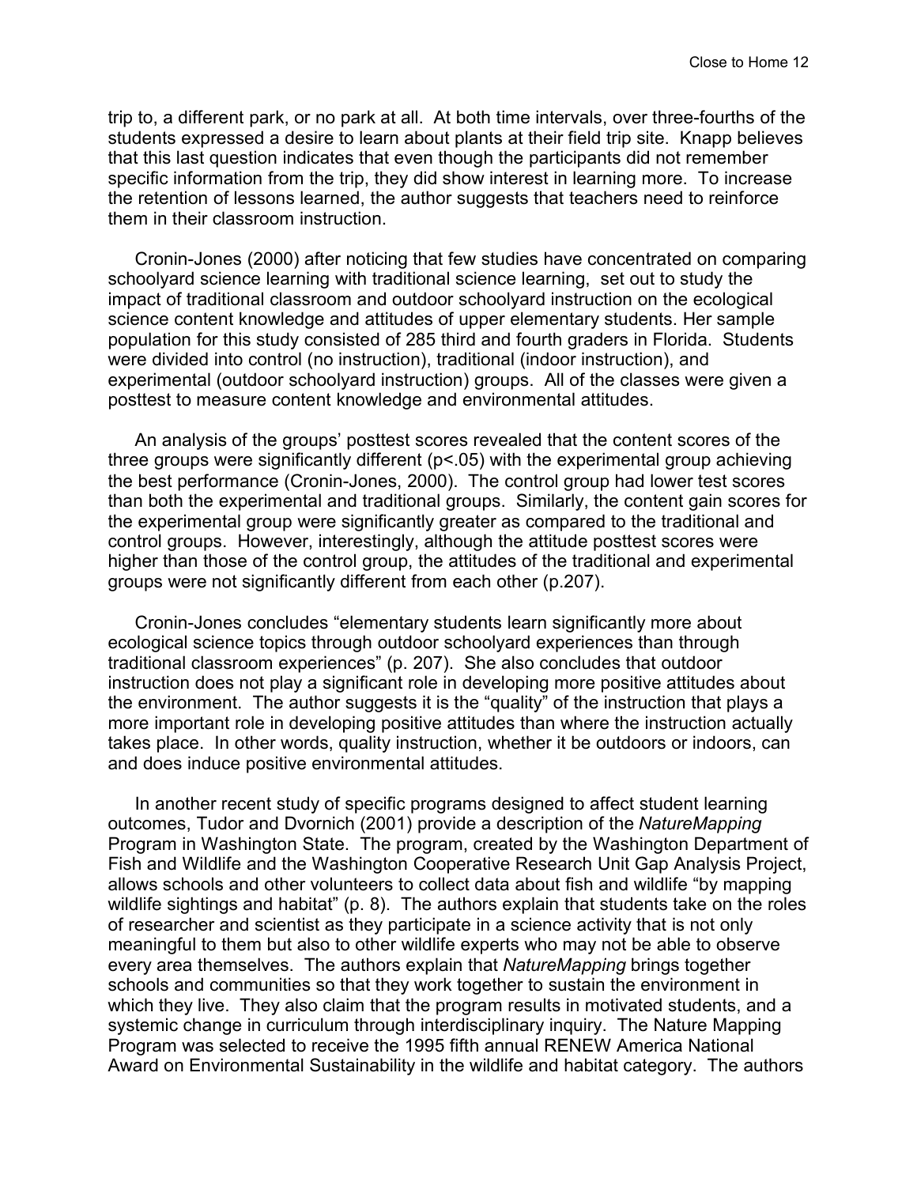trip to, a different park, or no park at all. At both time intervals, over three-fourths of the students expressed a desire to learn about plants at their field trip site. Knapp believes that this last question indicates that even though the participants did not remember specific information from the trip, they did show interest in learning more. To increase the retention of lessons learned, the author suggests that teachers need to reinforce them in their classroom instruction.

Cronin-Jones (2000) after noticing that few studies have concentrated on comparing schoolyard science learning with traditional science learning, set out to study the impact of traditional classroom and outdoor schoolyard instruction on the ecological science content knowledge and attitudes of upper elementary students. Her sample population for this study consisted of 285 third and fourth graders in Florida. Students were divided into control (no instruction), traditional (indoor instruction), and experimental (outdoor schoolyard instruction) groups. All of the classes were given a posttest to measure content knowledge and environmental attitudes.

An analysis of the groups' posttest scores revealed that the content scores of the three groups were significantly different ($p<.05$) with the experimental group achieving the best performance (Cronin-Jones, 2000). The control group had lower test scores than both the experimental and traditional groups. Similarly, the content gain scores for the experimental group were significantly greater as compared to the traditional and control groups. However, interestingly, although the attitude posttest scores were higher than those of the control group, the attitudes of the traditional and experimental groups were not significantly different from each other (p.207).

Cronin-Jones concludes "elementary students learn significantly more about ecological science topics through outdoor schoolyard experiences than through traditional classroom experiences" (p. 207). She also concludes that outdoor instruction does not play a significant role in developing more positive attitudes about the environment. The author suggests it is the "quality" of the instruction that plays a more important role in developing positive attitudes than where the instruction actually takes place. In other words, quality instruction, whether it be outdoors or indoors, can and does induce positive environmental attitudes.

In another recent study of specific programs designed to affect student learning outcomes, Tudor and Dvornich (2001) provide a description of the *NatureMapping* Program in Washington State. The program, created by the Washington Department of Fish and Wildlife and the Washington Cooperative Research Unit Gap Analysis Project, allows schools and other volunteers to collect data about fish and wildlife "by mapping wildlife sightings and habitat" (p. 8). The authors explain that students take on the roles of researcher and scientist as they participate in a science activity that is not only meaningful to them but also to other wildlife experts who may not be able to observe every area themselves. The authors explain that *NatureMapping* brings together schools and communities so that they work together to sustain the environment in which they live. They also claim that the program results in motivated students, and a systemic change in curriculum through interdisciplinary inquiry. The Nature Mapping Program was selected to receive the 1995 fifth annual RENEW America National Award on Environmental Sustainability in the wildlife and habitat category. The authors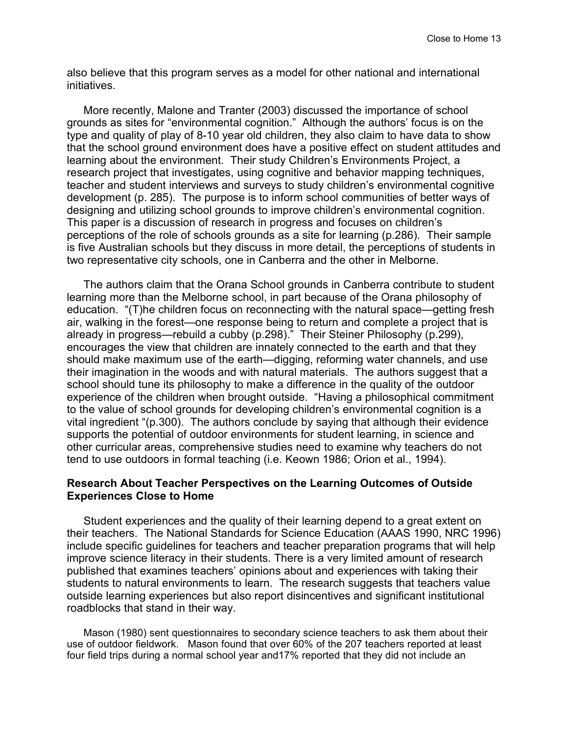also believe that this program serves as a model for other national and international initiatives.

More recently, Malone and Tranter (2003) discussed the importance of school grounds as sites for "environmental cognition." Although the authors' focus is on the type and quality of play of 8-10 year old children, they also claim to have data to show that the school ground environment does have a positive effect on student attitudes and learning about the environment. Their study Children's Environments Project, a research project that investigates, using cognitive and behavior mapping techniques, teacher and student interviews and surveys to study children's environmental cognitive development (p. 285). The purpose is to inform school communities of better ways of designing and utilizing school grounds to improve children's environmental cognition. This paper is a discussion of research in progress and focuses on children's perceptions of the role of schools grounds as a site for learning (p.286). Their sample is five Australian schools but they discuss in more detail, the perceptions of students in two representative city schools, one in Canberra and the other in Melborne.

The authors claim that the Orana School grounds in Canberra contribute to student learning more than the Melborne school, in part because of the Orana philosophy of education. "(T)he children focus on reconnecting with the natural space—getting fresh air, walking in the forest—one response being to return and complete a project that is already in progress—rebuild a cubby (p.298)." Their Steiner Philosophy (p.299), encourages the view that children are innately connected to the earth and that they should make maximum use of the earth—digging, reforming water channels, and use their imagination in the woods and with natural materials. The authors suggest that a school should tune its philosophy to make a difference in the quality of the outdoor experience of the children when brought outside. "Having a philosophical commitment to the value of school grounds for developing children's environmental cognition is a vital ingredient "(p.300). The authors conclude by saying that although their evidence supports the potential of outdoor environments for student learning, in science and other curricular areas, comprehensive studies need to examine why teachers do not tend to use outdoors in formal teaching (i.e. Keown 1986; Orion et al., 1994).

### Research About Teacher Perspectives on the Learning Outcomes of Outside Experiences Close to Home

Student experiences and the quality of their learning depend to a great extent on their teachers. The National Standards for Science Education (AAAS 1990, NRC 1996) include specific guidelines for teachers and teacher preparation programs that will help improve science literacy in their students. There is a very limited amount of research published that examines teachers' opinions about and experiences with taking their students to natural environments to learn. The research suggests that teachers value outside learning experiences but also report disincentives and significant institutional roadblocks that stand in their way.

Mason (1980) sent questionnaires to secondary science teachers to ask them about their use of outdoor fieldwork. Mason found that over 60% of the 207 teachers reported at least four field trips during a normal school year and17% reported that they did not include an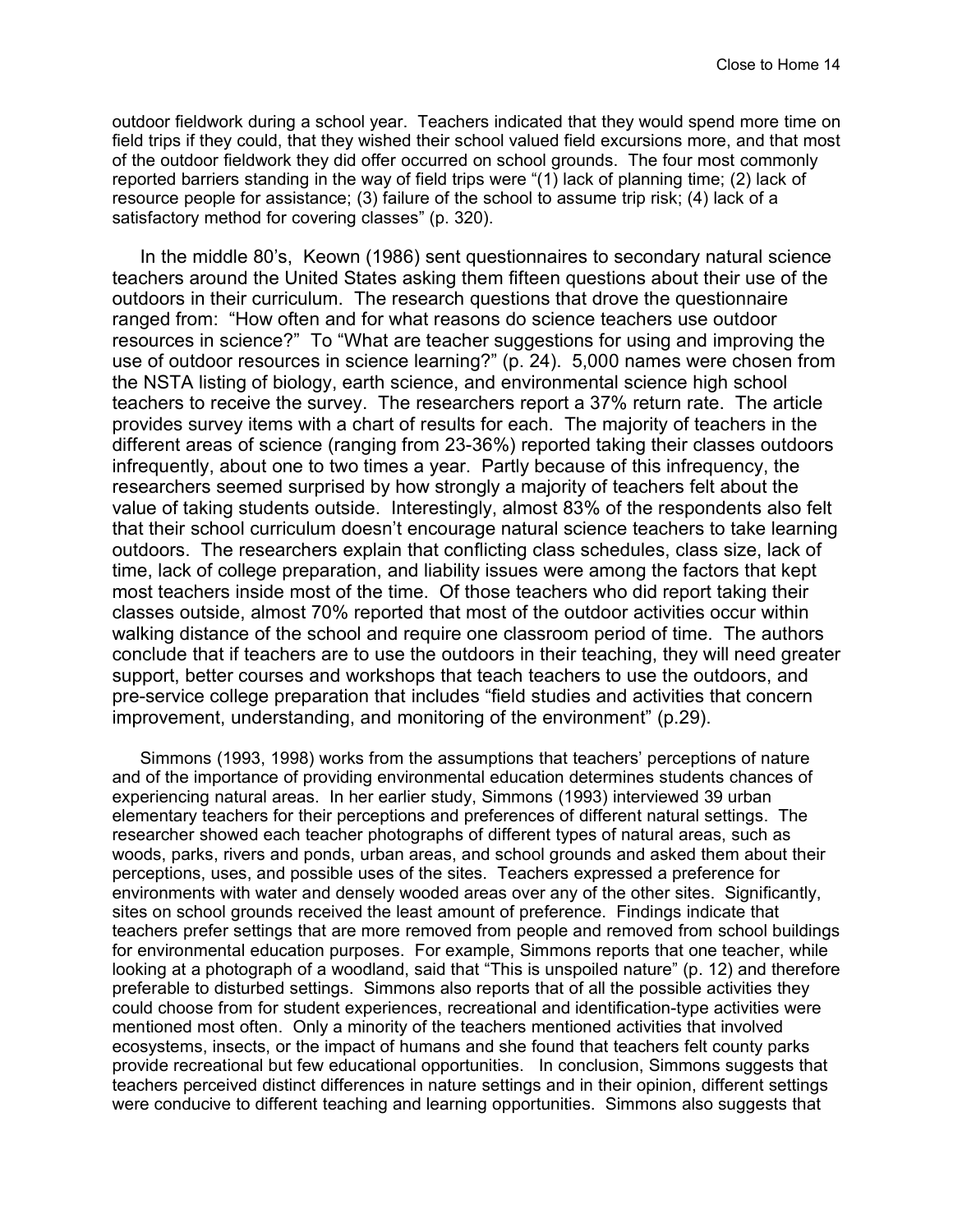outdoor fieldwork during a school year. Teachers indicated that they would spend more time on field trips if they could, that they wished their school valued field excursions more, and that most of the outdoor fieldwork they did offer occurred on school grounds. The four most commonly reported barriers standing in the way of field trips were "(1) lack of planning time; (2) lack of resource people for assistance; (3) failure of the school to assume trip risk; (4) lack of a satisfactory method for covering classes" (p. 320).

In the middle 80's, Keown (1986) sent questionnaires to secondary natural science teachers around the United States asking them fifteen questions about their use of the outdoors in their curriculum. The research questions that drove the questionnaire ranged from: "How often and for what reasons do science teachers use outdoor resources in science?" To "What are teacher suggestions for using and improving the use of outdoor resources in science learning?" (p. 24). 5,000 names were chosen from the NSTA listing of biology, earth science, and environmental science high school teachers to receive the survey. The researchers report a 37% return rate. The article provides survey items with a chart of results for each. The majority of teachers in the different areas of science (ranging from 23-36%) reported taking their classes outdoors infrequently, about one to two times a year. Partly because of this infrequency, the researchers seemed surprised by how strongly a majority of teachers felt about the value of taking students outside. Interestingly, almost 83% of the respondents also felt that their school curriculum doesn't encourage natural science teachers to take learning outdoors. The researchers explain that conflicting class schedules, class size, lack of time, lack of college preparation, and liability issues were among the factors that kept most teachers inside most of the time. Of those teachers who did report taking their classes outside, almost 70% reported that most of the outdoor activities occur within walking distance of the school and require one classroom period of time. The authors conclude that if teachers are to use the outdoors in their teaching, they will need greater support, better courses and workshops that teach teachers to use the outdoors, and pre-service college preparation that includes "field studies and activities that concern improvement, understanding, and monitoring of the environment" (p.29).

Simmons (1993, 1998) works from the assumptions that teachers' perceptions of nature and of the importance of providing environmental education determines students chances of experiencing natural areas. In her earlier study, Simmons (1993) interviewed 39 urban elementary teachers for their perceptions and preferences of different natural settings. The researcher showed each teacher photographs of different types of natural areas, such as woods, parks, rivers and ponds, urban areas, and school grounds and asked them about their perceptions, uses, and possible uses of the sites. Teachers expressed a preference for environments with water and densely wooded areas over any of the other sites. Significantly, sites on school grounds received the least amount of preference. Findings indicate that teachers prefer settings that are more removed from people and removed from school buildings for environmental education purposes. For example, Simmons reports that one teacher, while looking at a photograph of a woodland, said that "This is unspoiled nature" (p. 12) and therefore preferable to disturbed settings. Simmons also reports that of all the possible activities they could choose from for student experiences, recreational and identification-type activities were mentioned most often. Only a minority of the teachers mentioned activities that involved ecosystems, insects, or the impact of humans and she found that teachers felt county parks provide recreational but few educational opportunities. In conclusion, Simmons suggests that teachers perceived distinct differences in nature settings and in their opinion, different settings were conducive to different teaching and learning opportunities. Simmons also suggests that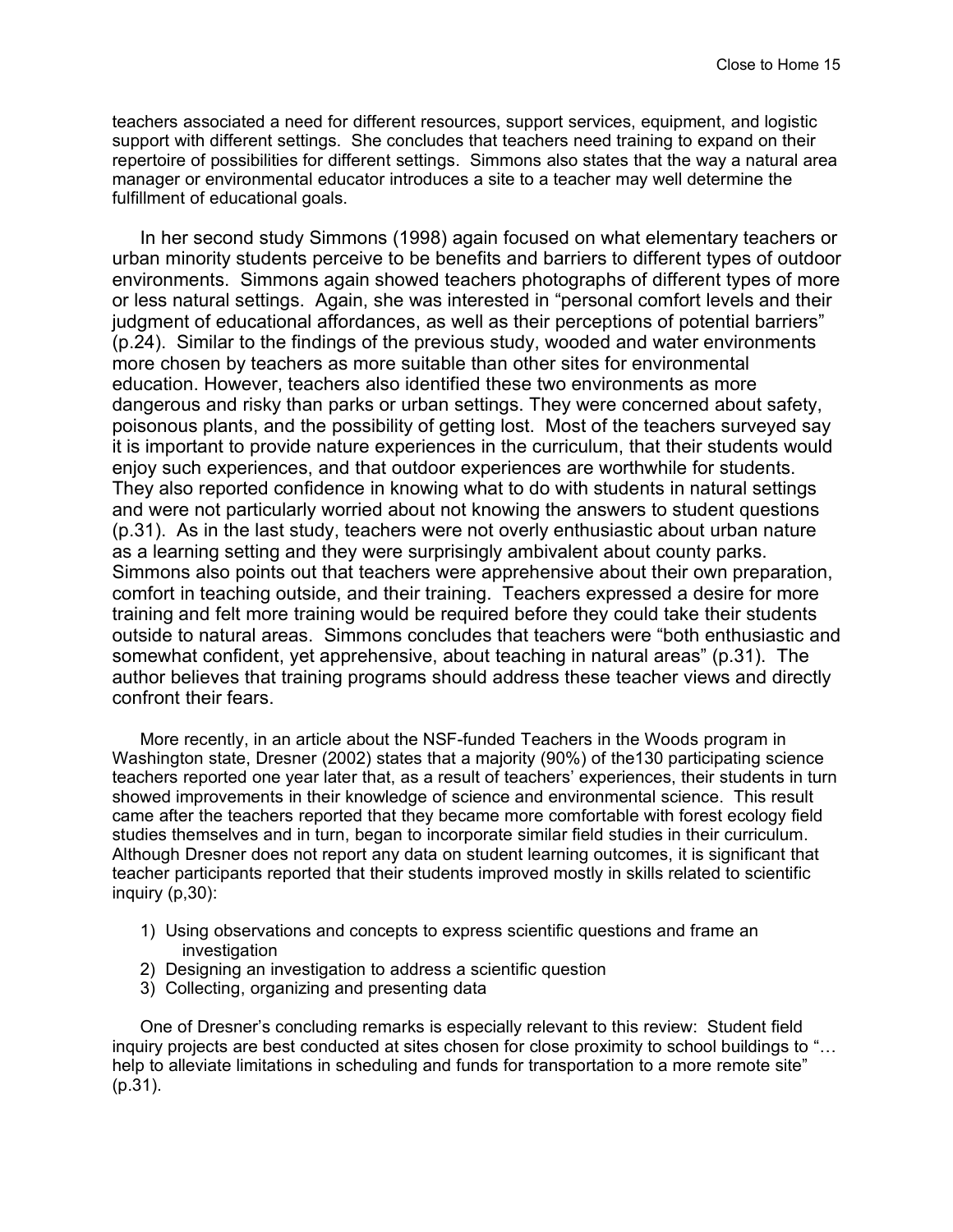teachers associated a need for different resources, support services, equipment, and logistic support with different settings. She concludes that teachers need training to expand on their repertoire of possibilities for different settings. Simmons also states that the way a natural area manager or environmental educator introduces a site to a teacher may well determine the fulfillment of educational goals.

In her second study Simmons (1998) again focused on what elementary teachers or urban minority students perceive to be benefits and barriers to different types of outdoor environments. Simmons again showed teachers photographs of different types of more or less natural settings. Again, she was interested in "personal comfort levels and their judgment of educational affordances, as well as their perceptions of potential barriers" (p.24). Similar to the findings of the previous study, wooded and water environments more chosen by teachers as more suitable than other sites for environmental education. However, teachers also identified these two environments as more dangerous and risky than parks or urban settings. They were concerned about safety, poisonous plants, and the possibility of getting lost. Most of the teachers surveyed say it is important to provide nature experiences in the curriculum, that their students would enjoy such experiences, and that outdoor experiences are worthwhile for students. They also reported confidence in knowing what to do with students in natural settings and were not particularly worried about not knowing the answers to student questions (p.31). As in the last study, teachers were not overly enthusiastic about urban nature as a learning setting and they were surprisingly ambivalent about county parks. Simmons also points out that teachers were apprehensive about their own preparation, comfort in teaching outside, and their training. Teachers expressed a desire for more training and felt more training would be required before they could take their students outside to natural areas. Simmons concludes that teachers were "both enthusiastic and somewhat confident, yet apprehensive, about teaching in natural areas" (p.31). The author believes that training programs should address these teacher views and directly confront their fears.

More recently, in an article about the NSF-funded Teachers in the Woods program in Washington state, Dresner (2002) states that a majority (90%) of the130 participating science teachers reported one year later that, as a result of teachers' experiences, their students in turn showed improvements in their knowledge of science and environmental science. This result came after the teachers reported that they became more comfortable with forest ecology field studies themselves and in turn, began to incorporate similar field studies in their curriculum. Although Dresner does not report any data on student learning outcomes, it is significant that teacher participants reported that their students improved mostly in skills related to scientific inquiry (p,30):

1) Using observations and concepts to express scientific questions and frame an investigation
2) Designing an investigation to address a scientific question
3) Collecting, organizing and presenting data

One of Dresner's concluding remarks is especially relevant to this review: Student field inquiry projects are best conducted at sites chosen for close proximity to school buildings to "… help to alleviate limitations in scheduling and funds for transportation to a more remote site" (p.31).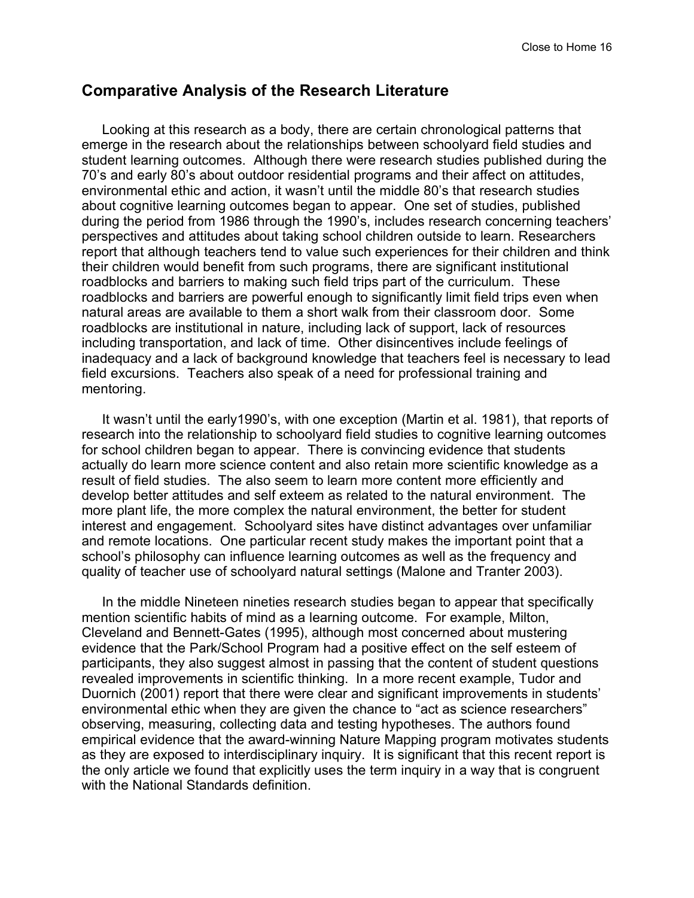## Comparative Analysis of the Research Literature

Looking at this research as a body, there are certain chronological patterns that emerge in the research about the relationships between schoolyard field studies and student learning outcomes. Although there were research studies published during the 70's and early 80's about outdoor residential programs and their affect on attitudes, environmental ethic and action, it wasn't until the middle 80's that research studies about cognitive learning outcomes began to appear. One set of studies, published during the period from 1986 through the 1990's, includes research concerning teachers' perspectives and attitudes about taking school children outside to learn. Researchers report that although teachers tend to value such experiences for their children and think their children would benefit from such programs, there are significant institutional roadblocks and barriers to making such field trips part of the curriculum. These roadblocks and barriers are powerful enough to significantly limit field trips even when natural areas are available to them a short walk from their classroom door. Some roadblocks are institutional in nature, including lack of support, lack of resources including transportation, and lack of time. Other disincentives include feelings of inadequacy and a lack of background knowledge that teachers feel is necessary to lead field excursions. Teachers also speak of a need for professional training and mentoring.

It wasn't until the early1990's, with one exception (Martin et al. 1981), that reports of research into the relationship to schoolyard field studies to cognitive learning outcomes for school children began to appear. There is convincing evidence that students actually do learn more science content and also retain more scientific knowledge as a result of field studies. The also seem to learn more content more efficiently and develop better attitudes and self exteem as related to the natural environment. The more plant life, the more complex the natural environment, the better for student interest and engagement. Schoolyard sites have distinct advantages over unfamiliar and remote locations. One particular recent study makes the important point that a school's philosophy can influence learning outcomes as well as the frequency and quality of teacher use of schoolyard natural settings (Malone and Tranter 2003).

In the middle Nineteen nineties research studies began to appear that specifically mention scientific habits of mind as a learning outcome. For example, Milton, Cleveland and Bennett-Gates (1995), although most concerned about mustering evidence that the Park/School Program had a positive effect on the self esteem of participants, they also suggest almost in passing that the content of student questions revealed improvements in scientific thinking. In a more recent example, Tudor and Duornich (2001) report that there were clear and significant improvements in students' environmental ethic when they are given the chance to "act as science researchers" observing, measuring, collecting data and testing hypotheses. The authors found empirical evidence that the award-winning Nature Mapping program motivates students as they are exposed to interdisciplinary inquiry. It is significant that this recent report is the only article we found that explicitly uses the term inquiry in a way that is congruent with the National Standards definition.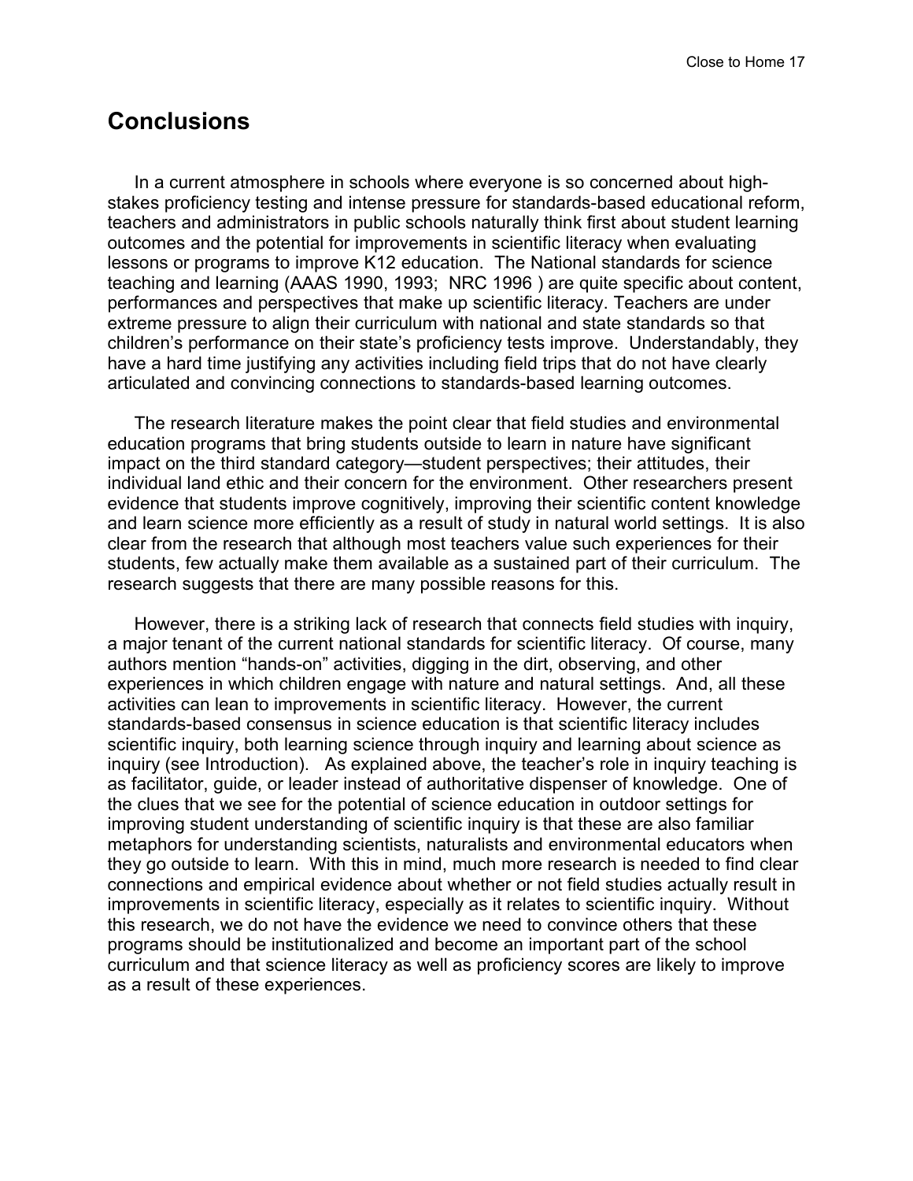## Conclusions

In a current atmosphere in schools where everyone is so concerned about high-stakes proficiency testing and intense pressure for standards-based educational reform, teachers and administrators in public schools naturally think first about student learning outcomes and the potential for improvements in scientific literacy when evaluating lessons or programs to improve K12 education. The National standards for science teaching and learning (AAAS 1990, 1993; NRC 1996 ) are quite specific about content, performances and perspectives that make up scientific literacy. Teachers are under extreme pressure to align their curriculum with national and state standards so that children's performance on their state's proficiency tests improve. Understandably, they have a hard time justifying any activities including field trips that do not have clearly articulated and convincing connections to standards-based learning outcomes.

The research literature makes the point clear that field studies and environmental education programs that bring students outside to learn in nature have significant impact on the third standard category—student perspectives; their attitudes, their individual land ethic and their concern for the environment. Other researchers present evidence that students improve cognitively, improving their scientific content knowledge and learn science more efficiently as a result of study in natural world settings. It is also clear from the research that although most teachers value such experiences for their students, few actually make them available as a sustained part of their curriculum. The research suggests that there are many possible reasons for this.

However, there is a striking lack of research that connects field studies with inquiry, a major tenant of the current national standards for scientific literacy. Of course, many authors mention "hands-on" activities, digging in the dirt, observing, and other experiences in which children engage with nature and natural settings. And, all these activities can lean to improvements in scientific literacy. However, the current standards-based consensus in science education is that scientific literacy includes scientific inquiry, both learning science through inquiry and learning about science as inquiry (see Introduction). As explained above, the teacher's role in inquiry teaching is as facilitator, guide, or leader instead of authoritative dispenser of knowledge. One of the clues that we see for the potential of science education in outdoor settings for improving student understanding of scientific inquiry is that these are also familiar metaphors for understanding scientists, naturalists and environmental educators when they go outside to learn. With this in mind, much more research is needed to find clear connections and empirical evidence about whether or not field studies actually result in improvements in scientific literacy, especially as it relates to scientific inquiry. Without this research, we do not have the evidence we need to convince others that these programs should be institutionalized and become an important part of the school curriculum and that science literacy as well as proficiency scores are likely to improve as a result of these experiences.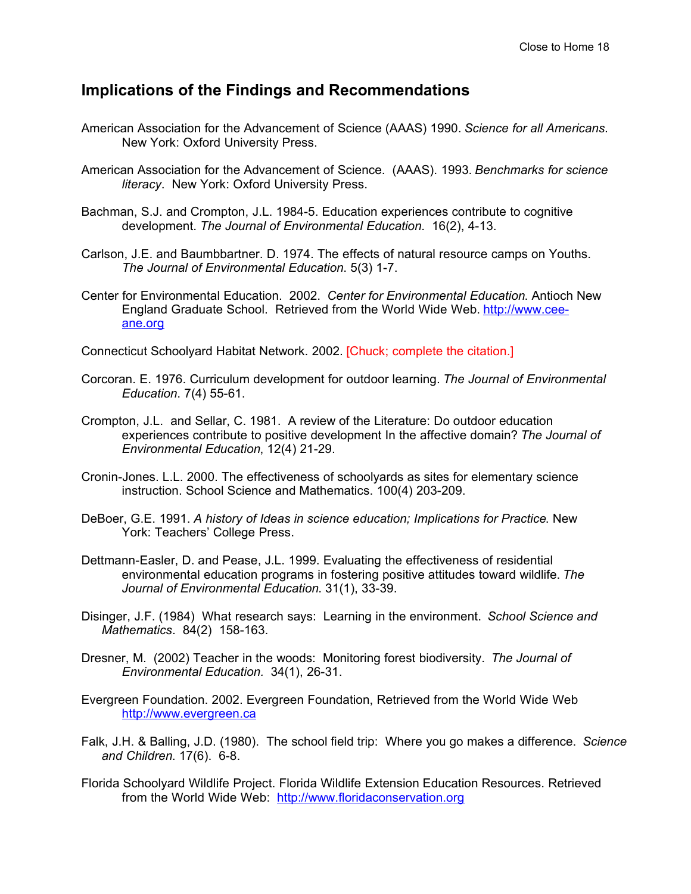## Implications of the Findings and Recommendations

American Association for the Advancement of Science (AAAS) 1990. *Science for all Americans*. New York: Oxford University Press.

American Association for the Advancement of Science. (AAAS). 1993. *Benchmarks for science literacy*. New York: Oxford University Press.

Bachman, S.J. and Crompton, J.L. 1984-5. Education experiences contribute to cognitive development. *The Journal of Environmental Education*. 16(2), 4-13.

Carlson, J.E. and Baumbbartner. D. 1974. The effects of natural resource camps on Youths. *The Journal of Environmental Education*. 5(3) 1-7.

Center for Environmental Education. 2002. *Center for Environmental Education*. Antioch New England Graduate School. Retrieved from the World Wide Web. http://www.cee-ane.org

Connecticut Schoolyard Habitat Network. 2002. [Chuck; complete the citation.]

Corcoran. E. 1976. Curriculum development for outdoor learning. *The Journal of Environmental Education*. 7(4) 55-61.

Crompton, J.L. and Sellar, C. 1981. A review of the Literature: Do outdoor education experiences contribute to positive development In the affective domain? *The Journal of Environmental Education*, 12(4) 21-29.

Cronin-Jones. L.L. 2000. The effectiveness of schoolyards as sites for elementary science instruction. School Science and Mathematics. 100(4) 203-209.

DeBoer, G.E. 1991. *A history of Ideas in science education; Implications for Practice*. New York: Teachers' College Press.

Dettmann-Easler, D. and Pease, J.L. 1999. Evaluating the effectiveness of residential environmental education programs in fostering positive attitudes toward wildlife. *The Journal of Environmental Education*. 31(1), 33-39.

Disinger, J.F. (1984) What research says: Learning in the environment. *School Science and Mathematics*. 84(2) 158-163.

Dresner, M. (2002) Teacher in the woods: Monitoring forest biodiversity. *The Journal of Environmental Education.* 34(1), 26-31.

Evergreen Foundation. 2002. Evergreen Foundation, Retrieved from the World Wide Web http://www.evergreen.ca

Falk, J.H. & Balling, J.D. (1980). The school field trip: Where you go makes a difference. *Science and Children*. 17(6). 6-8.

Florida Schoolyard Wildlife Project. Florida Wildlife Extension Education Resources. Retrieved from the World Wide Web: http://www.floridaconservation.org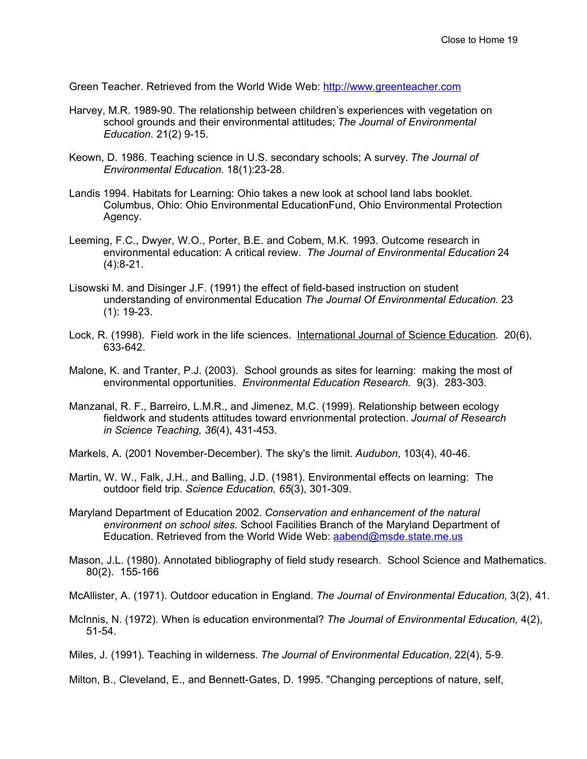Green Teacher. Retrieved from the World Wide Web: http://www.greenteacher.com

Harvey, M.R. 1989-90. The relationship between children's experiences with vegetation on school grounds and their environmental attitudes; *The Journal of Environmental Education*. 21(2) 9-15.

Keown, D. 1986. Teaching science in U.S. secondary schools; A survey. *The Journal of Environmental Education.* 18(1):23-28.

Landis 1994. Habitats for Learning: Ohio takes a new look at school land labs booklet. Columbus, Ohio: Ohio Environmental EducationFund, Ohio Environmental Protection Agency.

Leeming, F.C., Dwyer, W.O., Porter, B.E. and Cobem, M.K. 1993. Outcome research in environmental education: A critical review. *The Journal of Environmental Education* 24 (4):8-21.

Lisowski M. and Disinger J.F. (1991) the effect of field-based instruction on student understanding of environmental Education *The Journal Of Environmental Education.* 23 (1): 19-23.

Lock, R. (1998). Field work in the life sciences. International Journal of Science Education. 20(6), 633-642.

Malone, K. and Tranter, P.J. (2003). School grounds as sites for learning: making the most of environmental opportunities. *Environmental Education Research*. 9(3). 283-303.

Manzanal, R. F., Barreiro, L.M.R., and Jimenez, M.C. (1999). Relationship between ecology fieldwork and students attitudes toward envrionmental protection. *Journal of Research in Science Teaching, 36*(4), 431-453.

Markels, A. (2001 November-December). The sky's the limit. *Audubon*, 103(4), 40-46.

Martin, W. W., Falk, J.H., and Balling, J.D. (1981). Environmental effects on learning: The outdoor field trip. *Science Education, 65*(3), 301-309.

Maryland Department of Education 2002. *Conservation and enhancement of the natural environment on school sites.* School Facilities Branch of the Maryland Department of Education. Retrieved from the World Wide Web: aabend@msde.state.me.us

Mason, J.L. (1980). Annotated bibliography of field study research. School Science and Mathematics. 80(2). 155-166

McAllister, A. (1971). Outdoor education in England. *The Journal of Environmental Education,* 3(2), 41.

McInnis, N. (1972). When is education environmental? *The Journal of Environmental Education,* 4(2), 51-54.

Miles, J. (1991). Teaching in wilderness. *The Journal of Environmental Education,* 22(4), 5-9.

Milton, B., Cleveland, E., and Bennett-Gates, D. 1995. "Changing perceptions of nature, self,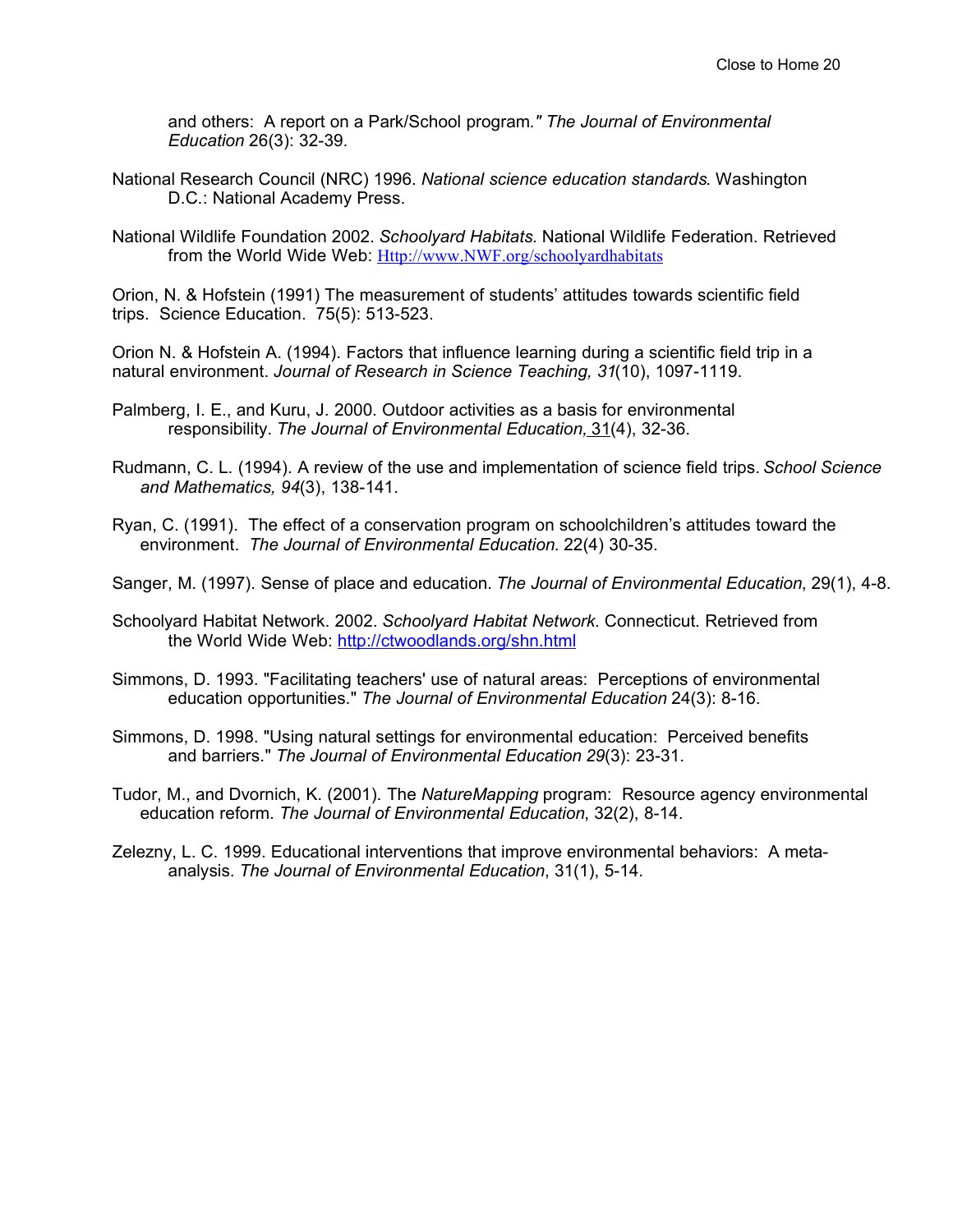and others: A report on a Park/School program*."* *The Journal of Environmental Education* 26(3): 32-39.

National Research Council (NRC) 1996. *National science education standards*. Washington D.C.: National Academy Press.

National Wildlife Foundation 2002. *Schoolyard Habitats*. National Wildlife Federation. Retrieved from the World Wide Web: Http://www.NWF.org/schoolyardhabitats

Orion, N. & Hofstein (1991) The measurement of students' attitudes towards scientific field trips. Science Education. 75(5): 513-523.

Orion N. & Hofstein A. (1994). Factors that influence learning during a scientific field trip in a natural environment. *Journal of Research in Science Teaching, 31*(10), 1097-1119.

Palmberg, I. E., and Kuru, J. 2000. Outdoor activities as a basis for environmental responsibility. *The Journal of Environmental Education,* 31(4), 32-36.

Rudmann, C. L. (1994). A review of the use and implementation of science field trips. *School Science and Mathematics, 94*(3), 138-141.

Ryan, C. (1991). The effect of a conservation program on schoolchildren's attitudes toward the environment. *The Journal of Environmental Education.* 22(4) 30-35.

Sanger, M. (1997). Sense of place and education. *The Journal of Environmental Education*, 29(1), 4-8.

Schoolyard Habitat Network. 2002. *Schoolyard Habitat Network*. Connecticut. Retrieved from the World Wide Web: http://ctwoodlands.org/shn.html

Simmons, D. 1993. "Facilitating teachers' use of natural areas: Perceptions of environmental education opportunities." *The Journal of Environmental Education* 24(3): 8-16.

Simmons, D. 1998. "Using natural settings for environmental education: Perceived benefits and barriers." *The Journal of Environmental Education 29*(3): 23-31.

Tudor, M., and Dvornich, K. (2001). The *NatureMapping* program: Resource agency environmental education reform. *The Journal of Environmental Education*, 32(2), 8-14.

Zelezny, L. C. 1999. Educational interventions that improve environmental behaviors: A meta-analysis. *The Journal of Environmental Education*, 31(1), 5-14.